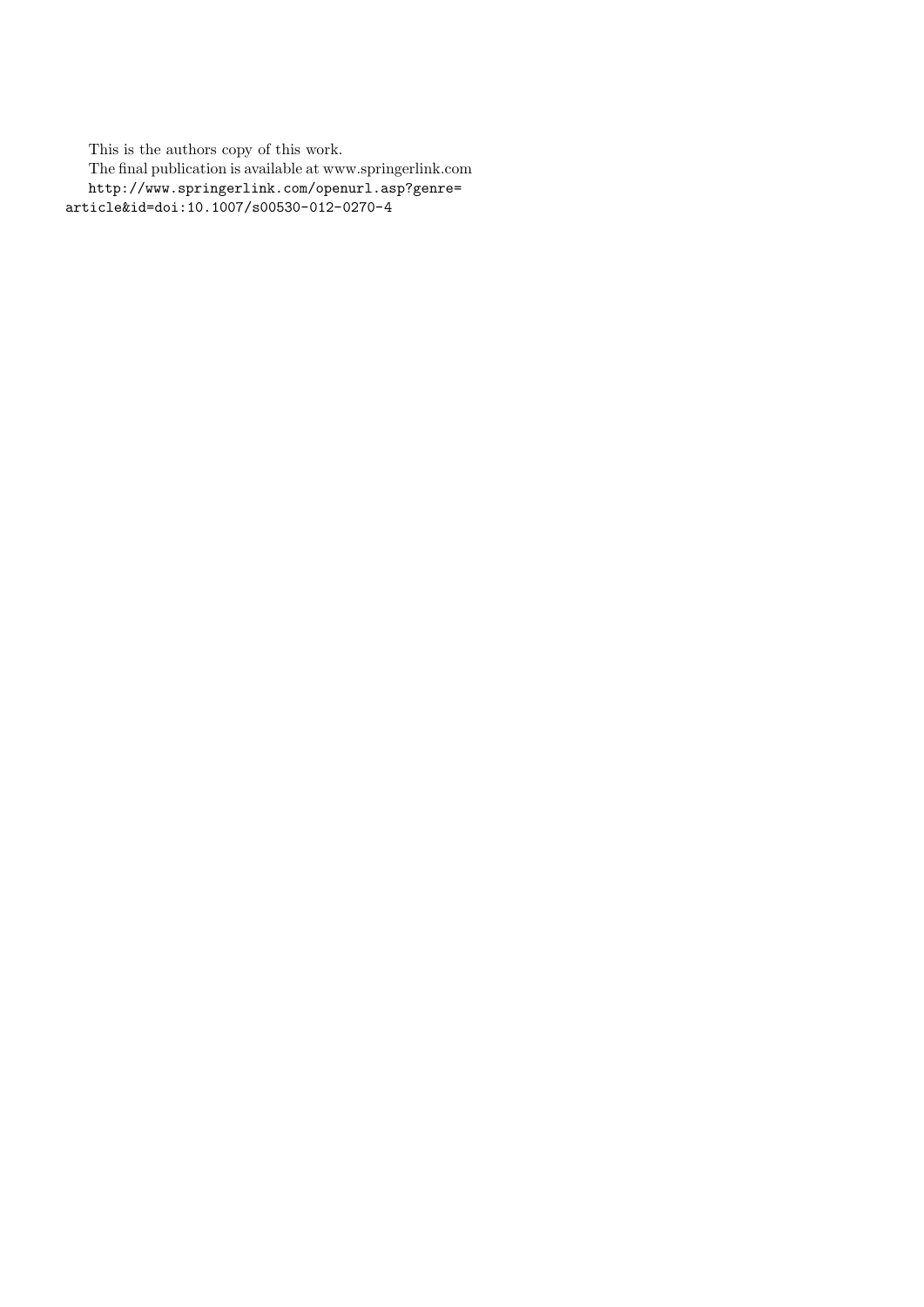This is the authors copy of this work.

The final publication is available at www.springerlink.com

http://www.springerlink.com/openurl.asp?genre=article&id=doi:10.1007/s00530-012-0270-4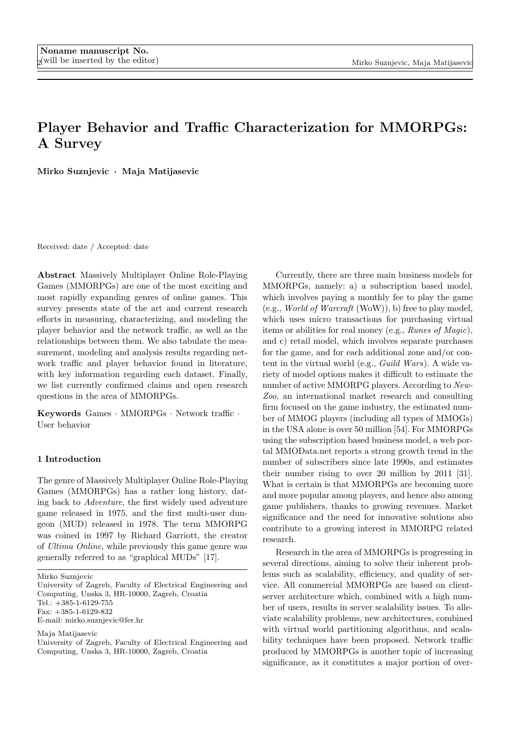# Player Behavior and Traffic Characterization for MMORPGs: A Survey

**Mirko Suznjevic · Maja Matijasevic**

Received: date / Accepted: date

**Abstract** Massively Multiplayer Online Role-Playing Games (MMORPGs) are one of the most exciting and most rapidly expanding genres of online games. This survey presents state of the art and current research efforts in measuring, characterizing, and modeling the player behavior and the network traffic, as well as the relationships between them. We also tabulate the measurement, modeling and analysis results regarding network traffic and player behavior found in literature, with key information regarding each dataset. Finally, we list currently confirmed claims and open research questions in the area of MMORPGs.

**Keywords** Games · MMORPGs · Network traffic · User behavior

## 1 Introduction

The genre of Massively Multiplayer Online Role-Playing Games (MMORPGs) has a rather long history, dating back to *Adventure*, the first widely used adventure game released in 1975, and the first multi-user dungeon (MUD) released in 1978. The term MMORPG was coined in 1997 by Richard Garriott, the creator of *Ultima Online*, while previously this game genre was generally referred to as "graphical MUDs" [17].

Mirko Suznjevic
University of Zagreb, Faculty of Electrical Engineering and Computing, Unska 3, HR-10000, Zagreb, Croatia
Tel.: +385-1-6129-755
Fax: +385-1-6129-832
E-mail: mirko.suznjevic@fer.hr

Maja Matijasevic
University of Zagreb, Faculty of Electrical Engineering and Computing, Unska 3, HR-10000, Zagreb, Croatia

Currently, there are three main business models for MMORPGs, namely: a) a subscription based model, which involves paying a monthly fee to play the game (e.g., *World of Warcraft* (WoW)), b) free to play model, which uses micro transactions for purchasing virtual items or abilities for real money (e.g., *Runes of Magic*), and c) retail model, which involves separate purchases for the game, and for each additional zone and/or content in the virtual world (e.g., *Guild Wars*). A wide variety of model options makes it difficult to estimate the number of active MMORPG players. According to *NewZoo*, an international market research and consulting firm focused on the game industry, the estimated number of MMOG players (including all types of MMOGs) in the USA alone is over 50 million [54]. For MMORPGs using the subscription based business model, a web portal MMOData.net reports a strong growth trend in the number of subscribers since late 1990s, and estimates their number rising to over 20 million by 2011 [31]. What is certain is that MMORPGs are becoming more and more popular among players, and hence also among game publishers, thanks to growing revenues. Market significance and the need for innovative solutions also contribute to a growing interest in MMORPG related research.

Research in the area of MMORPGs is progressing in several directions, aiming to solve their inherent problems such as scalability, efficiency, and quality of service. All commercial MMORPGs are based on client-server architecture which, combined with a high number of users, results in server scalability issues. To alleviate scalability problems, new architectures, combined with virtual world partitioning algorithms, and scalability techniques have been proposed. Network traffic produced by MMORPGs is another topic of increasing significance, as it constitutes a major portion of over-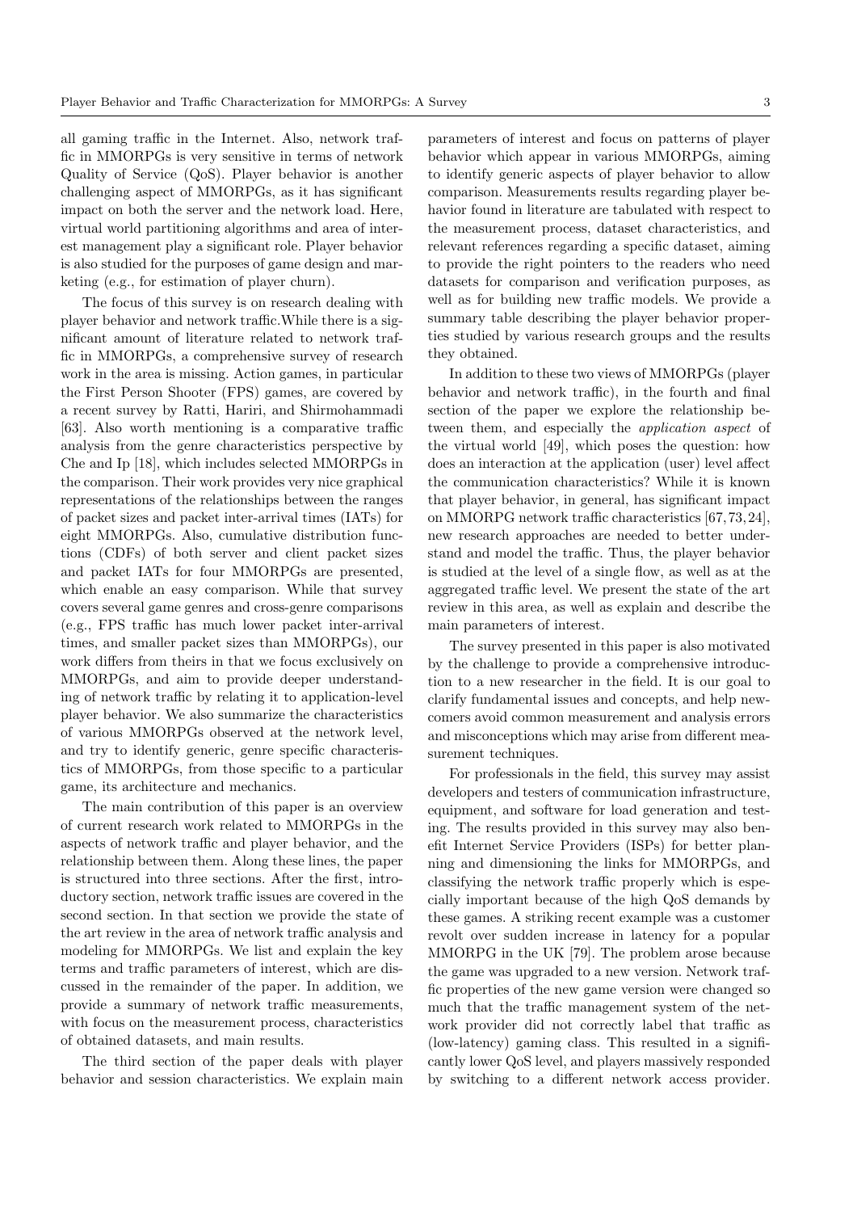all gaming traffic in the Internet. Also, network traffic in MMORPGs is very sensitive in terms of network Quality of Service (QoS). Player behavior is another challenging aspect of MMORPGs, as it has significant impact on both the server and the network load. Here, virtual world partitioning algorithms and area of interest management play a significant role. Player behavior is also studied for the purposes of game design and marketing (e.g., for estimation of player churn).

The focus of this survey is on research dealing with player behavior and network traffic.While there is a significant amount of literature related to network traffic in MMORPGs, a comprehensive survey of research work in the area is missing. Action games, in particular the First Person Shooter (FPS) games, are covered by a recent survey by Ratti, Hariri, and Shirmohammadi [63]. Also worth mentioning is a comparative traffic analysis from the genre characteristics perspective by Che and Ip [18], which includes selected MMORPGs in the comparison. Their work provides very nice graphical representations of the relationships between the ranges of packet sizes and packet inter-arrival times (IATs) for eight MMORPGs. Also, cumulative distribution functions (CDFs) of both server and client packet sizes and packet IATs for four MMORPGs are presented, which enable an easy comparison. While that survey covers several game genres and cross-genre comparisons (e.g., FPS traffic has much lower packet inter-arrival times, and smaller packet sizes than MMORPGs), our work differs from theirs in that we focus exclusively on MMORPGs, and aim to provide deeper understanding of network traffic by relating it to application-level player behavior. We also summarize the characteristics of various MMORPGs observed at the network level, and try to identify generic, genre specific characteristics of MMORPGs, from those specific to a particular game, its architecture and mechanics.

The main contribution of this paper is an overview of current research work related to MMORPGs in the aspects of network traffic and player behavior, and the relationship between them. Along these lines, the paper is structured into three sections. After the first, introductory section, network traffic issues are covered in the second section. In that section we provide the state of the art review in the area of network traffic analysis and modeling for MMORPGs. We list and explain the key terms and traffic parameters of interest, which are discussed in the remainder of the paper. In addition, we provide a summary of network traffic measurements, with focus on the measurement process, characteristics of obtained datasets, and main results.

The third section of the paper deals with player behavior and session characteristics. We explain main parameters of interest and focus on patterns of player behavior which appear in various MMORPGs, aiming to identify generic aspects of player behavior to allow comparison. Measurements results regarding player behavior found in literature are tabulated with respect to the measurement process, dataset characteristics, and relevant references regarding a specific dataset, aiming to provide the right pointers to the readers who need datasets for comparison and verification purposes, as well as for building new traffic models. We provide a summary table describing the player behavior properties studied by various research groups and the results they obtained.

In addition to these two views of MMORPGs (player behavior and network traffic), in the fourth and final section of the paper we explore the relationship between them, and especially the *application aspect* of the virtual world [49], which poses the question: how does an interaction at the application (user) level affect the communication characteristics? While it is known that player behavior, in general, has significant impact on MMORPG network traffic characteristics [67,73,24], new research approaches are needed to better understand and model the traffic. Thus, the player behavior is studied at the level of a single flow, as well as at the aggregated traffic level. We present the state of the art review in this area, as well as explain and describe the main parameters of interest.

The survey presented in this paper is also motivated by the challenge to provide a comprehensive introduction to a new researcher in the field. It is our goal to clarify fundamental issues and concepts, and help newcomers avoid common measurement and analysis errors and misconceptions which may arise from different measurement techniques.

For professionals in the field, this survey may assist developers and testers of communication infrastructure, equipment, and software for load generation and testing. The results provided in this survey may also benefit Internet Service Providers (ISPs) for better planning and dimensioning the links for MMORPGs, and classifying the network traffic properly which is especially important because of the high QoS demands by these games. A striking recent example was a customer revolt over sudden increase in latency for a popular MMORPG in the UK [79]. The problem arose because the game was upgraded to a new version. Network traffic properties of the new game version were changed so much that the traffic management system of the network provider did not correctly label that traffic as (low-latency) gaming class. This resulted in a significantly lower QoS level, and players massively responded by switching to a different network access provider.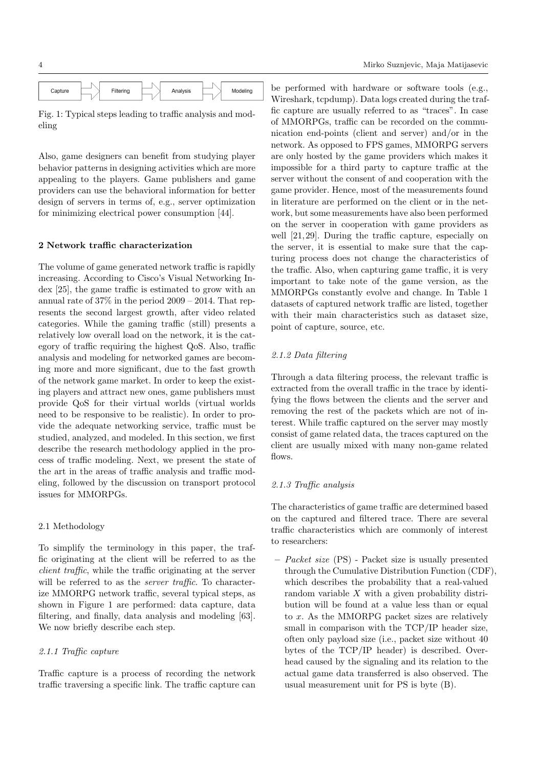Capture → Filtering → Analysis → Modeling

Fig. 1: Typical steps leading to traffic analysis and modeling

Also, game designers can benefit from studying player behavior patterns in designing activities which are more appealing to the players. Game publishers and game providers can use the behavioral information for better design of servers in terms of, e.g., server optimization for minimizing electrical power consumption [44].

## 2 Network traffic characterization

The volume of game generated network traffic is rapidly increasing. According to Cisco's Visual Networking Index [25], the game traffic is estimated to grow with an annual rate of 37% in the period 2009 – 2014. That represents the second largest growth, after video related categories. While the gaming traffic (still) presents a relatively low overall load on the network, it is the category of traffic requiring the highest QoS. Also, traffic analysis and modeling for networked games are becoming more and more significant, due to the fast growth of the network game market. In order to keep the existing players and attract new ones, game publishers must provide QoS for their virtual worlds (virtual worlds need to be responsive to be realistic). In order to provide the adequate networking service, traffic must be studied, analyzed, and modeled. In this section, we first describe the research methodology applied in the process of traffic modeling. Next, we present the state of the art in the areas of traffic analysis and traffic modeling, followed by the discussion on transport protocol issues for MMORPGs.

### 2.1 Methodology

To simplify the terminology in this paper, the traffic originating at the client will be referred to as the *client traffic*, while the traffic originating at the server will be referred to as the *server traffic*. To characterize MMORPG network traffic, several typical steps, as shown in Figure 1 are performed: data capture, data filtering, and finally, data analysis and modeling [63]. We now briefly describe each step.

#### *2.1.1 Traffic capture*

Traffic capture is a process of recording the network traffic traversing a specific link. The traffic capture can be performed with hardware or software tools (e.g., Wireshark, tcpdump). Data logs created during the traffic capture are usually referred to as "traces". In case of MMORPGs, traffic can be recorded on the communication end-points (client and server) and/or in the network. As opposed to FPS games, MMORPG servers are only hosted by the game providers which makes it impossible for a third party to capture traffic at the server without the consent of and cooperation with the game provider. Hence, most of the measurements found in literature are performed on the client or in the network, but some measurements have also been performed on the server in cooperation with game providers as well [21, 29]. During the traffic capture, especially on the server, it is essential to make sure that the capturing process does not change the characteristics of the traffic. Also, when capturing game traffic, it is very important to take note of the game version, as the MMORPGs constantly evolve and change. In Table 1 datasets of captured network traffic are listed, together with their main characteristics such as dataset size, point of capture, source, etc.

#### *2.1.2 Data filtering*

Through a data filtering process, the relevant traffic is extracted from the overall traffic in the trace by identifying the flows between the clients and the server and removing the rest of the packets which are not of interest. While traffic captured on the server may mostly consist of game related data, the traces captured on the client are usually mixed with many non-game related flows.

#### *2.1.3 Traffic analysis*

The characteristics of game traffic are determined based on the captured and filtered trace. There are several traffic characteristics which are commonly of interest to researchers:

– *Packet size* (PS) - Packet size is usually presented through the Cumulative Distribution Function (CDF), which describes the probability that a real-valued random variable $X$ with a given probability distribution will be found at a value less than or equal to $x$. As the MMORPG packet sizes are relatively small in comparison with the TCP/IP header size, often only payload size (i.e., packet size without 40 bytes of the TCP/IP header) is described. Overhead caused by the signaling and its relation to the actual game data transferred is also observed. The usual measurement unit for PS is byte (B).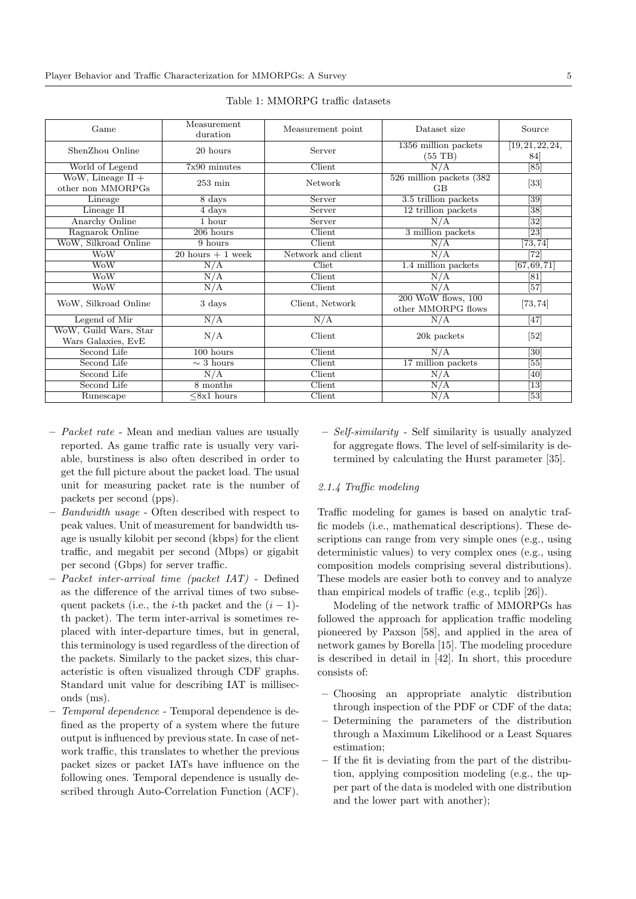Table 1: MMORPG traffic datasets

| Game | Measurement duration | Measurement point | Dataset size | Source |
|---|---|---|---|---|
| ShenZhou Online | 20 hours | Server | 1356 million packets (55 TB) | [19, 21, 22, 24, 84] |
| World of Legend | 7x90 minutes | Client | N/A | [85] |
| WoW, Lineage II + other non MMORPGs | 253 min | Network | 526 million packets (382 GB | [33] |
| Lineage | 8 days | Server | 3.5 trillion packets | [39] |
| Lineage II | 4 days | Server | 12 trillion packets | [38] |
| Anarchy Online | 1 hour | Server | N/A | [32] |
| Ragnarok Online | 206 hours | Client | 3 million packets | [23] |
| WoW, Silkroad Online | 9 hours | Client | N/A | [73, 74] |
| WoW | 20 hours + 1 week | Network and client | N/A | [72] |
| WoW | N/A | Cliet | 1.4 million packets | [67, 69, 71] |
| WoW | N/A | Client | N/A | [81] |
| WoW | N/A | Client | N/A | [57] |
| WoW, Silkroad Online | 3 days | Client, Network | 200 WoW flows, 100 other MMORPG flows | [73, 74] |
| Legend of Mir | N/A | N/A | N/A | [47] |
| WoW, Guild Wars, Star Wars Galaxies, EvE | N/A | Client | 20k packets | [52] |
| Second Life | 100 hours | Client | N/A | [30] |
| Second Life | $\sim$ 3 hours | Client | 17 million packets | [55] |
| Second Life | N/A | Client | N/A | [40] |
| Second Life | 8 months | Client | N/A | [13] |
| Runescape | $\leq$8x1 hours | Client | N/A | [53] |

- *Packet rate* - Mean and median values are usually reported. As game traffic rate is usually very variable, burstiness is also often described in order to get the full picture about the packet load. The usual unit for measuring packet rate is the number of packets per second (pps).
- *Bandwidth usage* - Often described with respect to peak values. Unit of measurement for bandwidth usage is usually kilobit per second (kbps) for the client traffic, and megabit per second (Mbps) or gigabit per second (Gbps) for server traffic.
- *Packet inter-arrival time (packet IAT)* - Defined as the difference of the arrival times of two subsequent packets (i.e., the $i$-th packet and the $(i-1)$-th packet). The term inter-arrival is sometimes replaced with inter-departure times, but in general, this terminology is used regardless of the direction of the packets. Similarly to the packet sizes, this characteristic is often visualized through CDF graphs. Standard unit value for describing IAT is milliseconds (ms).
- *Temporal dependence* - Temporal dependence is defined as the property of a system where the future output is influenced by previous state. In case of network traffic, this translates to whether the previous packet sizes or packet IATs have influence on the following ones. Temporal dependence is usually described through Auto-Correlation Function (ACF).
- *Self-similarity* - Self similarity is usually analyzed for aggregate flows. The level of self-similarity is determined by calculating the Hurst parameter [35].

#### 2.1.4 Traffic modeling

Traffic modeling for games is based on analytic traffic models (i.e., mathematical descriptions). These descriptions can range from very simple ones (e.g., using deterministic values) to very complex ones (e.g., using composition models comprising several distributions). These models are easier both to convey and to analyze than empirical models of traffic (e.g., tcplib [26]).

Modeling of the network traffic of MMORPGs has followed the approach for application traffic modeling pioneered by Paxson [58], and applied in the area of network games by Borella [15]. The modeling procedure is described in detail in [42]. In short, this procedure consists of:

- Choosing an appropriate analytic distribution through inspection of the PDF or CDF of the data;
- Determining the parameters of the distribution through a Maximum Likelihood or a Least Squares estimation;
- If the fit is deviating from the part of the distribution, applying composition modeling (e.g., the upper part of the data is modeled with one distribution and the lower part with another);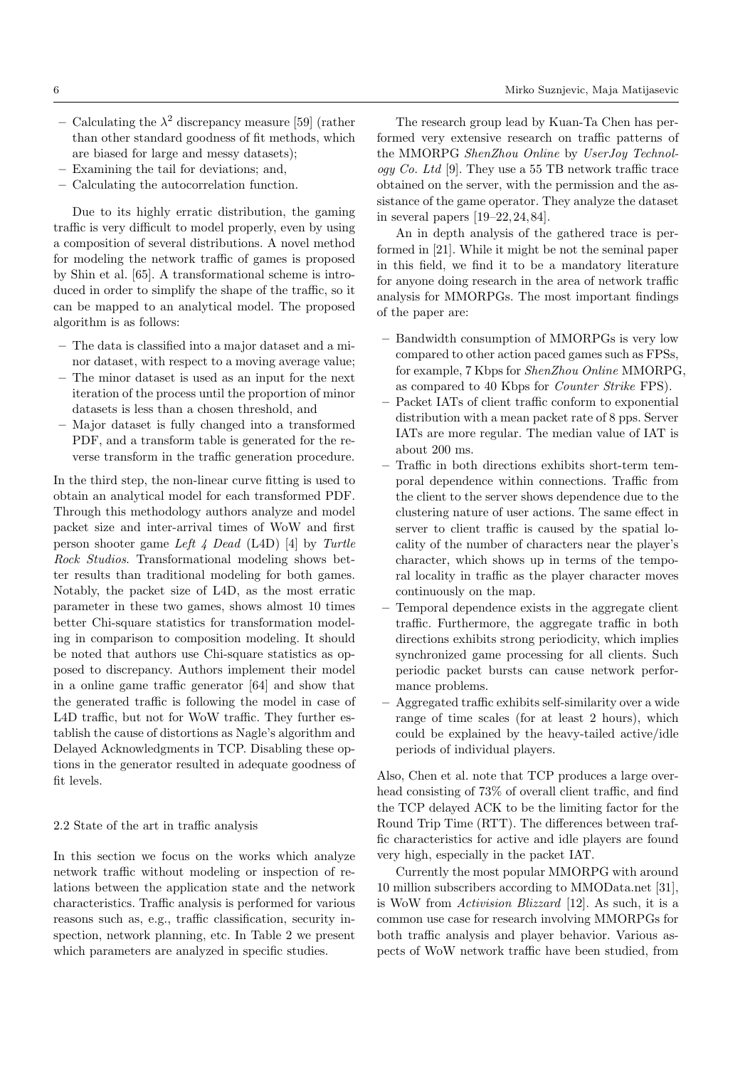- Calculating the $\lambda^2$ discrepancy measure [59] (rather than other standard goodness of fit methods, which are biased for large and messy datasets);
- Examining the tail for deviations; and,
- Calculating the autocorrelation function.

Due to its highly erratic distribution, the gaming traffic is very difficult to model properly, even by using a composition of several distributions. A novel method for modeling the network traffic of games is proposed by Shin et al. [65]. A transformational scheme is introduced in order to simplify the shape of the traffic, so it can be mapped to an analytical model. The proposed algorithm is as follows:

- The data is classified into a major dataset and a minor dataset, with respect to a moving average value;
- The minor dataset is used as an input for the next iteration of the process until the proportion of minor datasets is less than a chosen threshold, and
- Major dataset is fully changed into a transformed PDF, and a transform table is generated for the reverse transform in the traffic generation procedure.

In the third step, the non-linear curve fitting is used to obtain an analytical model for each transformed PDF. Through this methodology authors analyze and model packet size and inter-arrival times of WoW and first person shooter game *Left 4 Dead* (L4D) [4] by *Turtle Rock Studios*. Transformational modeling shows better results than traditional modeling for both games. Notably, the packet size of L4D, as the most erratic parameter in these two games, shows almost 10 times better Chi-square statistics for transformation modeling in comparison to composition modeling. It should be noted that authors use Chi-square statistics as opposed to discrepancy. Authors implement their model in a online game traffic generator [64] and show that the generated traffic is following the model in case of L4D traffic, but not for WoW traffic. They further establish the cause of distortions as Nagle's algorithm and Delayed Acknowledgments in TCP. Disabling these options in the generator resulted in adequate goodness of fit levels.

### 2.2 State of the art in traffic analysis

In this section we focus on the works which analyze network traffic without modeling or inspection of relations between the application state and the network characteristics. Traffic analysis is performed for various reasons such as, e.g., traffic classification, security inspection, network planning, etc. In Table 2 we present which parameters are analyzed in specific studies.

The research group lead by Kuan-Ta Chen has performed very extensive research on traffic patterns of the MMORPG *ShenZhou Online* by *UserJoy Technology Co. Ltd* [9]. They use a 55 TB network traffic trace obtained on the server, with the permission and the assistance of the game operator. They analyze the dataset in several papers [19–22, 24, 84].

An in depth analysis of the gathered trace is performed in [21]. While it might be not the seminal paper in this field, we find it to be a mandatory literature for anyone doing research in the area of network traffic analysis for MMORPGs. The most important findings of the paper are:

- Bandwidth consumption of MMORPGs is very low compared to other action paced games such as FPSs, for example, 7 Kbps for *ShenZhou Online* MMORPG, as compared to 40 Kbps for *Counter Strike* FPS).
- Packet IATs of client traffic conform to exponential distribution with a mean packet rate of 8 pps. Server IATs are more regular. The median value of IAT is about 200 ms.
- Traffic in both directions exhibits short-term temporal dependence within connections. Traffic from the client to the server shows dependence due to the clustering nature of user actions. The same effect in server to client traffic is caused by the spatial locality of the number of characters near the player's character, which shows up in terms of the temporal locality in traffic as the player character moves continuously on the map.
- Temporal dependence exists in the aggregate client traffic. Furthermore, the aggregate traffic in both directions exhibits strong periodicity, which implies synchronized game processing for all clients. Such periodic packet bursts can cause network performance problems.
- Aggregated traffic exhibits self-similarity over a wide range of time scales (for at least 2 hours), which could be explained by the heavy-tailed active/idle periods of individual players.

Also, Chen et al. note that TCP produces a large overhead consisting of 73% of overall client traffic, and find the TCP delayed ACK to be the limiting factor for the Round Trip Time (RTT). The differences between traffic characteristics for active and idle players are found very high, especially in the packet IAT.

Currently the most popular MMORPG with around 10 million subscribers according to MMOData.net [31], is WoW from *Activision Blizzard* [12]. As such, it is a common use case for research involving MMORPGs for both traffic analysis and player behavior. Various aspects of WoW network traffic have been studied, from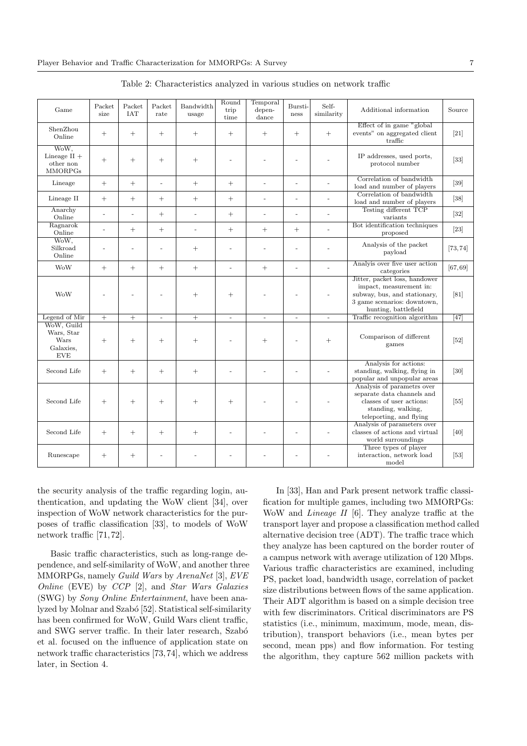Table 2: Characteristics analyzed in various studies on network traffic

| Game | Packet size | Packet IAT | Packet rate | Bandwidth usage | Round trip time | Temporal depen-dance | Bursti-ness | Self-similarity | Additional information | Source |
|---|---|---|---|---|---|---|---|---|---|---|
| ShenZhou Online | + | + | + | + | + | + | + | + | Effect of in game "global events" on aggregated client traffic | [21] |
| WoW, Lineage II + other non MMORPGs | + | + | + | + | - | - | - | - | IP addresses, used ports, protocol number | [33] |
| Lineage | + | + | - | + | + | - | - | - | Correlation of bandwidth load and number of players | [39] |
| Lineage II | + | + | + | + | + | - | - | - | Correlation of bandwidth load and number of players | [38] |
| Anarchy Online | - | - | + | - | + | - | - | - | Testing different TCP variants | [32] |
| Ragnarok Online | - | + | + | - | + | + | + | - | Bot identification techniques proposed | [23] |
| WoW, Silkroad Online | - | - | - | + | - | - | - | - | Analysis of the packet payload | [73, 74] |
| WoW | + | + | + | + | - | + | - | - | Analyis over five user action categories | [67, 69] |
| WoW | - | - | - | + | + | - | - | - | Jitter, packet loss, handover impact, measurement in: subway, bus, and stationary, 3 game scenarios: downtown, hunting, battlefield | [81] |
| Legend of Mir | + | + | - | + | - | - | - | - | Traffic recognition algorithm | [47] |
| WoW, Guild Wars, Star Wars Galaxies, EVE | + | + | + | + | - | + | - | + | Comparison of different games | [52] |
| Second Life | + | + | + | + | - | - | - | - | Analysis for actions: standing, walking, flying in popular and unpopular areas | [30] |
| Second Life | + | + | + | + | + | - | - | - | Analysis of parametrs over separate data channels and classes of user actions: standing, walking, teleporting, and flying | [55] |
| Second Life | + | + | + | + | - | - | - | - | Analysis of parameters over classes of actions and virtual world surroundings | [40] |
| Runescape | + | + | - | - | - | - | - | - | Three types of player interaction, network load model | [53] |

the security analysis of the traffic regarding login, authentication, and updating the WoW client [34], over inspection of WoW network characteristics for the purposes of traffic classification [33], to models of WoW network traffic [71, 72].

Basic traffic characteristics, such as long-range dependence, and self-similarity of WoW, and another three MMORPGs, namely *Guild Wars* by *ArenaNet* [3], *EVE Online* (EVE) by *CCP* [2], and *Star Wars Galaxies* (SWG) by *Sony Online Entertainment*, have been analyzed by Molnar and Szabó [52]. Statistical self-similarity has been confirmed for WoW, Guild Wars client traffic, and SWG server traffic. In their later research, Szabó et al. focused on the influence of application state on network traffic characteristics [73, 74], which we address later, in Section 4.

In [33], Han and Park present network traffic classification for multiple games, including two MMORPGs: WoW and *Lineage II* [6]. They analyze traffic at the transport layer and propose a classification method called alternative decision tree (ADT). The traffic trace which they analyze has been captured on the border router of a campus network with average utilization of 120 Mbps. Various traffic characteristics are examined, including PS, packet load, bandwidth usage, correlation of packet size distributions between flows of the same application. Their ADT algorithm is based on a simple decision tree with few discriminators. Critical discriminators are PS statistics (i.e., minimum, maximum, mode, mean, distribution), transport behaviors (i.e., mean bytes per second, mean pps) and flow information. For testing the algorithm, they capture 562 million packets with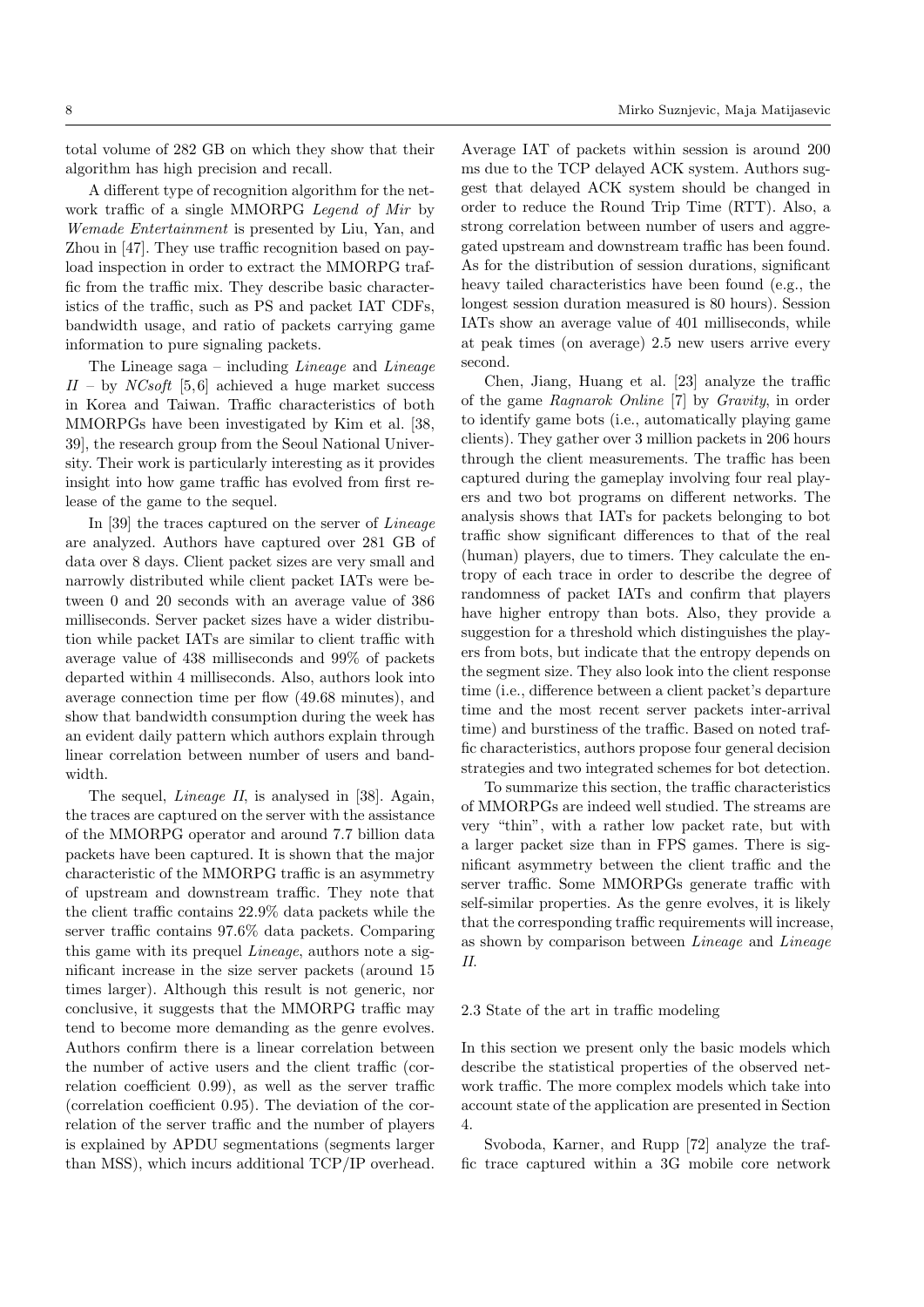total volume of 282 GB on which they show that their algorithm has high precision and recall.

A different type of recognition algorithm for the network traffic of a single MMORPG *Legend of Mir* by *Wemade Entertainment* is presented by Liu, Yan, and Zhou in [47]. They use traffic recognition based on payload inspection in order to extract the MMORPG traffic from the traffic mix. They describe basic characteristics of the traffic, such as PS and packet IAT CDFs, bandwidth usage, and ratio of packets carrying game information to pure signaling packets.

The Lineage saga – including *Lineage* and *Lineage II* – by *NCsoft* [5,6] achieved a huge market success in Korea and Taiwan. Traffic characteristics of both MMORPGs have been investigated by Kim et al. [38, 39], the research group from the Seoul National University. Their work is particularly interesting as it provides insight into how game traffic has evolved from first release of the game to the sequel.

In [39] the traces captured on the server of *Lineage* are analyzed. Authors have captured over 281 GB of data over 8 days. Client packet sizes are very small and narrowly distributed while client packet IATs were between 0 and 20 seconds with an average value of 386 milliseconds. Server packet sizes have a wider distribution while packet IATs are similar to client traffic with average value of 438 milliseconds and 99% of packets departed within 4 milliseconds. Also, authors look into average connection time per flow (49.68 minutes), and show that bandwidth consumption during the week has an evident daily pattern which authors explain through linear correlation between number of users and bandwidth.

The sequel, *Lineage II*, is analysed in [38]. Again, the traces are captured on the server with the assistance of the MMORPG operator and around 7.7 billion data packets have been captured. It is shown that the major characteristic of the MMORPG traffic is an asymmetry of upstream and downstream traffic. They note that the client traffic contains 22.9% data packets while the server traffic contains 97.6% data packets. Comparing this game with its prequel *Lineage*, authors note a significant increase in the size server packets (around 15 times larger). Although this result is not generic, nor conclusive, it suggests that the MMORPG traffic may tend to become more demanding as the genre evolves. Authors confirm there is a linear correlation between the number of active users and the client traffic (correlation coefficient 0.99), as well as the server traffic (correlation coefficient 0.95). The deviation of the correlation of the server traffic and the number of players is explained by APDU segmentations (segments larger than MSS), which incurs additional TCP/IP overhead. Average IAT of packets within session is around 200 ms due to the TCP delayed ACK system. Authors suggest that delayed ACK system should be changed in order to reduce the Round Trip Time (RTT). Also, a strong correlation between number of users and aggregated upstream and downstream traffic has been found. As for the distribution of session durations, significant heavy tailed characteristics have been found (e.g., the longest session duration measured is 80 hours). Session IATs show an average value of 401 milliseconds, while at peak times (on average) 2.5 new users arrive every second.

Chen, Jiang, Huang et al. [23] analyze the traffic of the game *Ragnarok Online* [7] by *Gravity*, in order to identify game bots (i.e., automatically playing game clients). They gather over 3 million packets in 206 hours through the client measurements. The traffic has been captured during the gameplay involving four real players and two bot programs on different networks. The analysis shows that IATs for packets belonging to bot traffic show significant differences to that of the real (human) players, due to timers. They calculate the entropy of each trace in order to describe the degree of randomness of packet IATs and confirm that players have higher entropy than bots. Also, they provide a suggestion for a threshold which distinguishes the players from bots, but indicate that the entropy depends on the segment size. They also look into the client response time (i.e., difference between a client packet's departure time and the most recent server packets inter-arrival time) and burstiness of the traffic. Based on noted traffic characteristics, authors propose four general decision strategies and two integrated schemes for bot detection.

To summarize this section, the traffic characteristics of MMORPGs are indeed well studied. The streams are very "thin", with a rather low packet rate, but with a larger packet size than in FPS games. There is significant asymmetry between the client traffic and the server traffic. Some MMORPGs generate traffic with self-similar properties. As the genre evolves, it is likely that the corresponding traffic requirements will increase, as shown by comparison between *Lineage* and *Lineage II*.

### 2.3 State of the art in traffic modeling

In this section we present only the basic models which describe the statistical properties of the observed network traffic. The more complex models which take into account state of the application are presented in Section 4.

Svoboda, Karner, and Rupp [72] analyze the traffic trace captured within a 3G mobile core network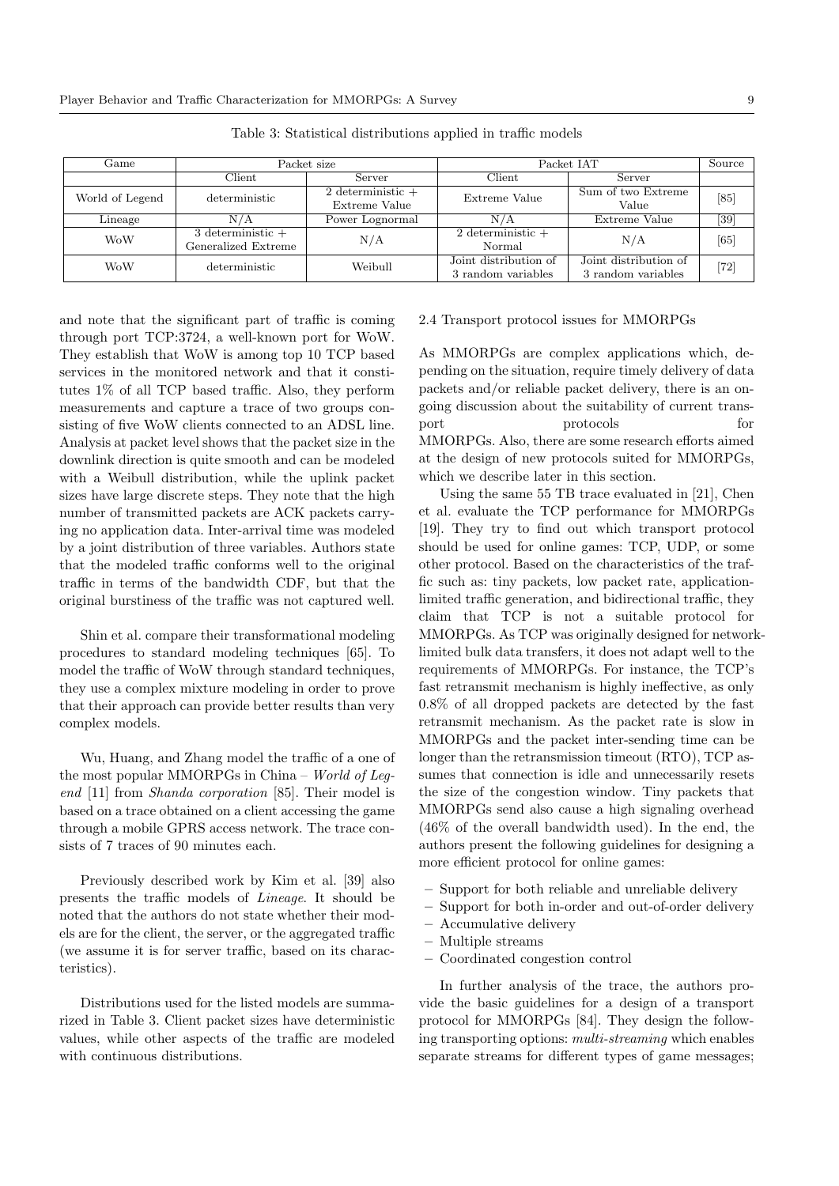Table 3: Statistical distributions applied in traffic models

| Game | Packet size | | Packet IAT | | Source |
|---|---|---|---|---|---|
| | Client | Server | Client | Server | |
| World of Legend | deterministic | 2 deterministic + Extreme Value | Extreme Value | Sum of two Extreme Value | [85] |
| Lineage | N/A | Power Lognormal | N/A | Extreme Value | [39] |
| WoW | 3 deterministic + Generalized Extreme | N/A | 2 deterministic + Normal | N/A | [65] |
| WoW | deterministic | Weibull | Joint distribution of 3 random variables | Joint distribution of 3 random variables | [72] |

and note that the significant part of traffic is coming through port TCP:3724, a well-known port for WoW. They establish that WoW is among top 10 TCP based services in the monitored network and that it constitutes 1% of all TCP based traffic. Also, they perform measurements and capture a trace of two groups consisting of five WoW clients connected to an ADSL line. Analysis at packet level shows that the packet size in the downlink direction is quite smooth and can be modeled with a Weibull distribution, while the uplink packet sizes have large discrete steps. They note that the high number of transmitted packets are ACK packets carrying no application data. Inter-arrival time was modeled by a joint distribution of three variables. Authors state that the modeled traffic conforms well to the original traffic in terms of the bandwidth CDF, but that the original burstiness of the traffic was not captured well.

Shin et al. compare their transformational modeling procedures to standard modeling techniques [65]. To model the traffic of WoW through standard techniques, they use a complex mixture modeling in order to prove that their approach can provide better results than very complex models.

Wu, Huang, and Zhang model the traffic of a one of the most popular MMORPGs in China – *World of Legend* [11] from *Shanda corporation* [85]. Their model is based on a trace obtained on a client accessing the game through a mobile GPRS access network. The trace consists of 7 traces of 90 minutes each.

Previously described work by Kim et al. [39] also presents the traffic models of *Lineage*. It should be noted that the authors do not state whether their models are for the client, the server, or the aggregated traffic (we assume it is for server traffic, based on its characteristics).

Distributions used for the listed models are summarized in Table 3. Client packet sizes have deterministic values, while other aspects of the traffic are modeled with continuous distributions.

### 2.4 Transport protocol issues for MMORPGs

As MMORPGs are complex applications which, depending on the situation, require timely delivery of data packets and/or reliable packet delivery, there is an ongoing discussion about the suitability of current transport protocols for MMORPGs. Also, there are some research efforts aimed at the design of new protocols suited for MMORPGs, which we describe later in this section.

Using the same 55 TB trace evaluated in [21], Chen et al. evaluate the TCP performance for MMORPGs [19]. They try to find out which transport protocol should be used for online games: TCP, UDP, or some other protocol. Based on the characteristics of the traffic such as: tiny packets, low packet rate, application-limited traffic generation, and bidirectional traffic, they claim that TCP is not a suitable protocol for MMORPGs. As TCP was originally designed for network-limited bulk data transfers, it does not adapt well to the requirements of MMORPGs. For instance, the TCP's fast retransmit mechanism is highly ineffective, as only 0.8% of all dropped packets are detected by the fast retransmit mechanism. As the packet rate is slow in MMORPGs and the packet inter-sending time can be longer than the retransmission timeout (RTO), TCP assumes that connection is idle and unnecessarily resets the size of the congestion window. Tiny packets that MMORPGs send also cause a high signaling overhead (46% of the overall bandwidth used). In the end, the authors present the following guidelines for designing a more efficient protocol for online games:

– Support for both reliable and unreliable delivery
– Support for both in-order and out-of-order delivery
– Accumulative delivery
– Multiple streams
– Coordinated congestion control

In further analysis of the trace, the authors provide the basic guidelines for a design of a transport protocol for MMORPGs [84]. They design the following transporting options: *multi-streaming* which enables separate streams for different types of game messages;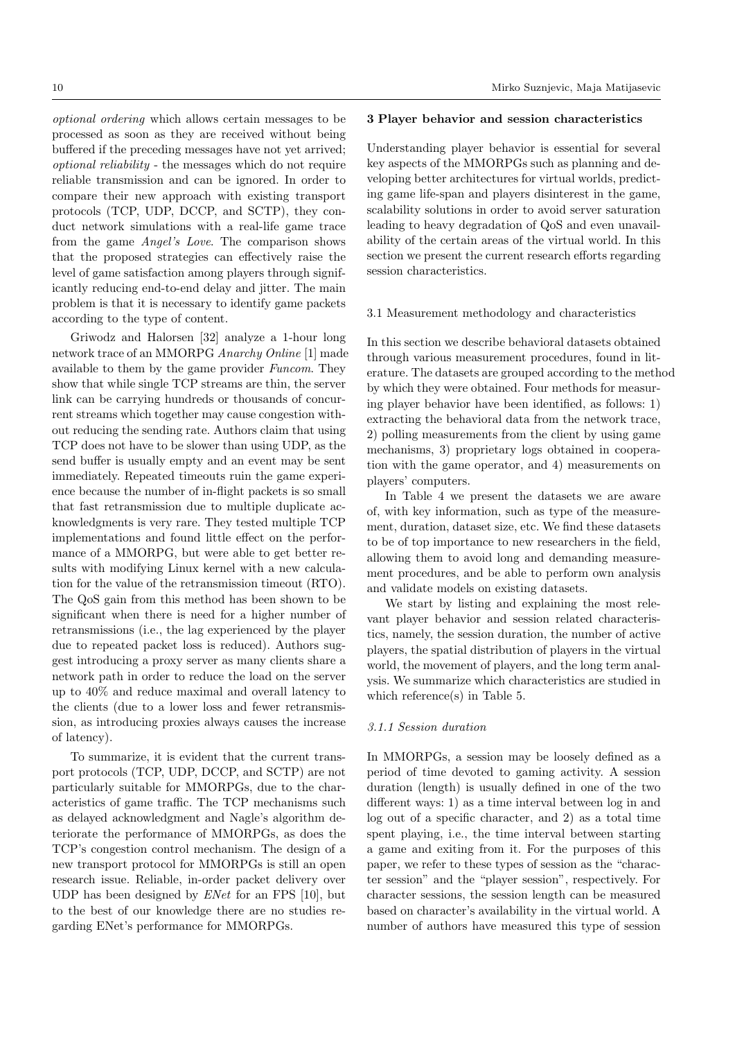*optional ordering* which allows certain messages to be processed as soon as they are received without being buffered if the preceding messages have not yet arrived; *optional reliability* - the messages which do not require reliable transmission and can be ignored. In order to compare their new approach with existing transport protocols (TCP, UDP, DCCP, and SCTP), they conduct network simulations with a real-life game trace from the game *Angel's Love*. The comparison shows that the proposed strategies can effectively raise the level of game satisfaction among players through significantly reducing end-to-end delay and jitter. The main problem is that it is necessary to identify game packets according to the type of content.

Griwodz and Halorsen [32] analyze a 1-hour long network trace of an MMORPG *Anarchy Online* [1] made available to them by the game provider *Funcom*. They show that while single TCP streams are thin, the server link can be carrying hundreds or thousands of concurrent streams which together may cause congestion without reducing the sending rate. Authors claim that using TCP does not have to be slower than using UDP, as the send buffer is usually empty and an event may be sent immediately. Repeated timeouts ruin the game experience because the number of in-flight packets is so small that fast retransmission due to multiple duplicate acknowledgments is very rare. They tested multiple TCP implementations and found little effect on the performance of a MMORPG, but were able to get better results with modifying Linux kernel with a new calculation for the value of the retransmission timeout (RTO). The QoS gain from this method has been shown to be significant when there is need for a higher number of retransmissions (i.e., the lag experienced by the player due to repeated packet loss is reduced). Authors suggest introducing a proxy server as many clients share a network path in order to reduce the load on the server up to 40% and reduce maximal and overall latency to the clients (due to a lower loss and fewer retransmission, as introducing proxies always causes the increase of latency).

To summarize, it is evident that the current transport protocols (TCP, UDP, DCCP, and SCTP) are not particularly suitable for MMORPGs, due to the characteristics of game traffic. The TCP mechanisms such as delayed acknowledgment and Nagle's algorithm deteriorate the performance of MMORPGs, as does the TCP's congestion control mechanism. The design of a new transport protocol for MMORPGs is still an open research issue. Reliable, in-order packet delivery over UDP has been designed by *ENet* for an FPS [10], but to the best of our knowledge there are no studies regarding ENet's performance for MMORPGs.

## 3 Player behavior and session characteristics

Understanding player behavior is essential for several key aspects of the MMORPGs such as planning and developing better architectures for virtual worlds, predicting game life-span and players disinterest in the game, scalability solutions in order to avoid server saturation leading to heavy degradation of QoS and even unavailability of the certain areas of the virtual world. In this section we present the current research efforts regarding session characteristics.

### 3.1 Measurement methodology and characteristics

In this section we describe behavioral datasets obtained through various measurement procedures, found in literature. The datasets are grouped according to the method by which they were obtained. Four methods for measuring player behavior have been identified, as follows: 1) extracting the behavioral data from the network trace, 2) polling measurements from the client by using game mechanisms, 3) proprietary logs obtained in cooperation with the game operator, and 4) measurements on players' computers.

In Table 4 we present the datasets we are aware of, with key information, such as type of the measurement, duration, dataset size, etc. We find these datasets to be of top importance to new researchers in the field, allowing them to avoid long and demanding measurement procedures, and be able to perform own analysis and validate models on existing datasets.

We start by listing and explaining the most relevant player behavior and session related characteristics, namely, the session duration, the number of active players, the spatial distribution of players in the virtual world, the movement of players, and the long term analysis. We summarize which characteristics are studied in which reference(s) in Table 5.

#### *3.1.1 Session duration*

In MMORPGs, a session may be loosely defined as a period of time devoted to gaming activity. A session duration (length) is usually defined in one of the two different ways: 1) as a time interval between log in and log out of a specific character, and 2) as a total time spent playing, i.e., the time interval between starting a game and exiting from it. For the purposes of this paper, we refer to these types of session as the "character session" and the "player session", respectively. For character sessions, the session length can be measured based on character's availability in the virtual world. A number of authors have measured this type of session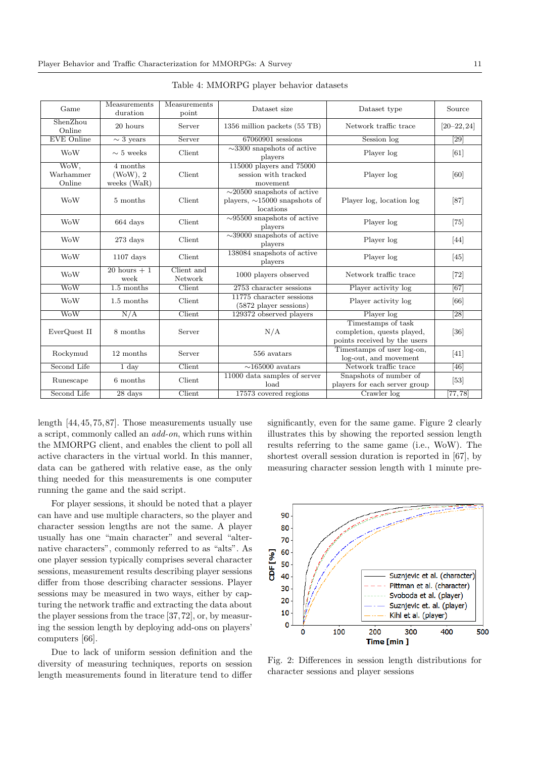Table 4: MMORPG player behavior datasets

| Game | Measurements duration | Measurements point | Dataset size | Dataset type | Source |
|---|---|---|---|---|---|
| ShenZhou Online | 20 hours | Server | 1356 million packets (55 TB) | Network traffic trace | [20–22, 24] |
| EVE Online | ∼ 3 years | Server | 67060901 sessions | Session log | [29] |
| WoW | ∼ 5 weeks | Client | ∼3300 snapshots of active players | Player log | [61] |
| WoW, Warhammer Online | 4 months (WoW), 2 weeks (WaR) | Client | 115000 players and 75000 session with tracked movement | Player log | [60] |
| WoW | 5 months | Client | ∼20500 snapshots of active players, ∼15000 snapshots of locations | Player log, location log | [87] |
| WoW | 664 days | Client | ∼95500 snapshots of active players | Player log | [75] |
| WoW | 273 days | Client | ∼39000 snapshots of active players | Player log | [44] |
| WoW | 1107 days | Client | 138084 snapshots of active players | Player log | [45] |
| WoW | 20 hours + 1 week | Client and Network | 1000 players observed | Network traffic trace | [72] |
| WoW | 1.5 months | Client | 2753 character sessions | Player activity log | [67] |
| WoW | 1.5 months | Client | 11775 character sessions (5872 player sessions) | Player activity log | [66] |
| WoW | N/A | Client | 129372 observed players | Player log | [28] |
| EverQuest II | 8 months | Server | N/A | Timestamps of task completion, quests played, points received by the users | [36] |
| Rockymud | 12 months | Server | 556 avatars | Timestamps of user log-on, log-out, and movement | [41] |
| Second Life | 1 day | Client | ∼165000 avatars | Network traffic trace | [46] |
| Runescape | 6 months | Client | 11000 data samples of server load | Snapshots of number of players for each server group | [53] |
| Second Life | 28 days | Client | 17573 covered regions | Crawler log | [77, 78] |

length [44, 45, 75, 87]. Those measurements usually use a script, commonly called an *add-on*, which runs within the MMORPG client, and enables the client to poll all active characters in the virtual world. In this manner, data can be gathered with relative ease, as the only thing needed for this measurements is one computer running the game and the said script.

For player sessions, it should be noted that a player can have and use multiple characters, so the player and character session lengths are not the same. A player usually has one "main character" and several "alternative characters", commonly referred to as "alts". As one player session typically comprises several character sessions, measurement results describing player sessions differ from those describing character sessions. Player sessions may be measured in two ways, either by capturing the network traffic and extracting the data about the player sessions from the trace [37, 72], or, by measuring the session length by deploying add-ons on players' computers [66].

Due to lack of uniform session definition and the diversity of measuring techniques, reports on session length measurements found in literature tend to differ significantly, even for the same game. Figure 2 clearly illustrates this by showing the reported session length results referring to the same game (i.e., WoW). The shortest overall session duration is reported in [67], by measuring character session length with 1 minute pre-

CDF [%]
90
80
70
60
50
40
30
20
10
0
0
100
200
300
400
500
Time [min ]
Suznjevic et al. (character)
Pittman et al. (character)
Svoboda et al. (player)
Suznjevic et. al. (player)
Kihl et al. (player)

Fig. 2: Differences in session length distributions for character sessions and player sessions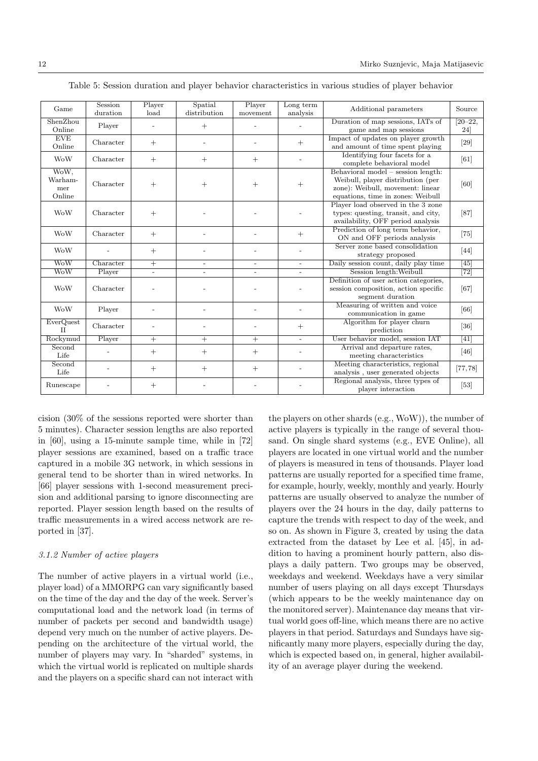Table 5: Session duration and player behavior characteristics in various studies of player behavior

| Game | Session duration | Player load | Spatial distribution | Player movement | Long term analysis | Additional parameters | Source |
|---|---|---|---|---|---|---|---|
| ShenZhou Online | Player | - | + | - | - | Duration of map sessions, IATs of game and map sessions | [20–22, 24] |
| EVE Online | Character | + | - | - | + | Impact of updates on player growth and amount of time spent playing | [29] |
| WoW | Character | + | + | + | - | Identifying four facets for a complete behavioral model | [61] |
| WoW, Warhammer Online | Character | + | + | + | + | Behavioral model – session length: Weibull, player distribution (per zone): Weibull, movement: linear equations, time in zones: Weibull | [60] |
| WoW | Character | + | - | - | - | Player load observed in the 3 zone types: questing, transit, and city, availability, OFF period analysis | [87] |
| WoW | Character | + | - | - | + | Prediction of long term behavior, ON and OFF periods analysis | [75] |
| WoW | - | + | - | - | - | Server zone based consolidation strategy proposed | [44] |
| WoW | Character | + | - | - | - | Daily session count, daily play time | [45] |
| WoW | Player | - | - | - | - | Session length:Weibull | [72] |
| WoW | Character | - | - | - | - | Definition of user action categories, session composition, action specific segment duration | [67] |
| WoW | Player | - | - | - | - | Measuring of written and voice communication in game | [66] |
| EverQuest II | Character | - | - | - | + | Algorithm for player churn prediction | [36] |
| Rockymud | Player | + | + | + | - | User behavior model, session IAT | [41] |
| Second Life | - | + | + | + | - | Arrival and departure rates, meeting characteristics | [46] |
| Second Life | - | + | + | + | - | Meeting characteristics, regional analysis , user generated objects | [77, 78] |
| Runescape | - | + | - | - | - | Regional analysis, three types of player interaction | [53] |

cision (30% of the sessions reported were shorter than 5 minutes). Character session lengths are also reported in [60], using a 15-minute sample time, while in [72] player sessions are examined, based on a traffic trace captured in a mobile 3G network, in which sessions in general tend to be shorter than in wired networks. In [66] player sessions with 1-second measurement precision and additional parsing to ignore disconnecting are reported. Player session length based on the results of traffic measurements in a wired access network are reported in [37].

### 3.1.2 Number of active players

The number of active players in a virtual world (i.e., player load) of a MMORPG can vary significantly based on the time of the day and the day of the week. Server's computational load and the network load (in terms of number of packets per second and bandwidth usage) depend very much on the number of active players. Depending on the architecture of the virtual world, the number of players may vary. In "sharded" systems, in which the virtual world is replicated on multiple shards and the players on a specific shard can not interact with the players on other shards (e.g., WoW)), the number of active players is typically in the range of several thousand. On single shard systems (e.g., EVE Online), all players are located in one virtual world and the number of players is measured in tens of thousands. Player load patterns are usually reported for a specified time frame, for example, hourly, weekly, monthly and yearly. Hourly patterns are usually observed to analyze the number of players over the 24 hours in the day, daily patterns to capture the trends with respect to day of the week, and so on. As shown in Figure 3, created by using the data extracted from the dataset by Lee et al. [45], in addition to having a prominent hourly pattern, also displays a daily pattern. Two groups may be observed, weekdays and weekend. Weekdays have a very similar number of users playing on all days except Thursdays (which appears to be the weekly maintenance day on the monitored server). Maintenance day means that virtual world goes off-line, which means there are no active players in that period. Saturdays and Sundays have significantly many more players, especially during the day, which is expected based on, in general, higher availability of an average player during the weekend.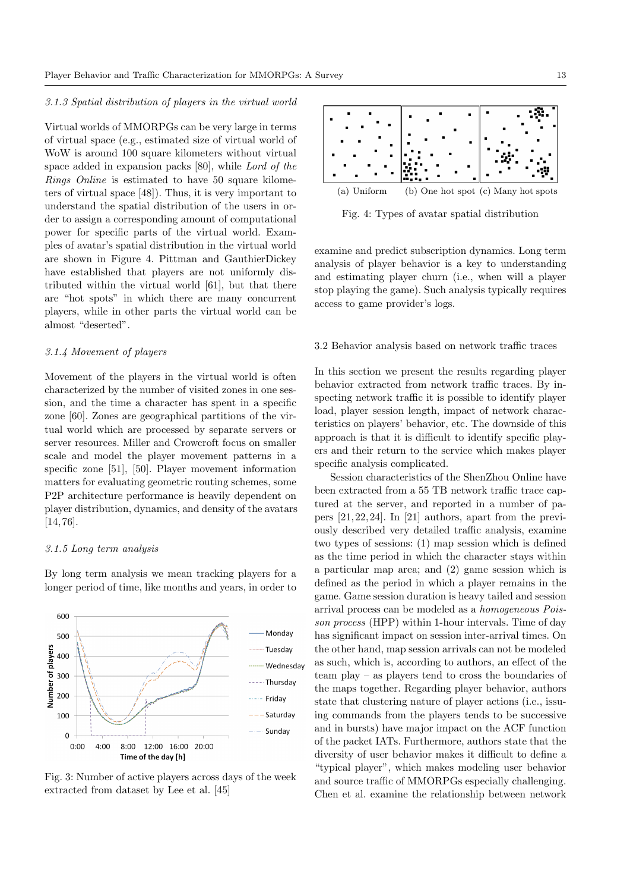#### 3.1.3 Spatial distribution of players in the virtual world

Virtual worlds of MMORPGs can be very large in terms of virtual space (e.g., estimated size of virtual world of WoW is around 100 square kilometers without virtual space added in expansion packs [80], while *Lord of the Rings Online* is estimated to have 50 square kilometers of virtual space [48]). Thus, it is very important to understand the spatial distribution of the users in order to assign a corresponding amount of computational power for specific parts of the virtual world. Examples of avatar's spatial distribution in the virtual world are shown in Figure 4. Pittman and GauthierDickey have established that players are not uniformly distributed within the virtual world [61], but that there are "hot spots" in which there are many concurrent players, while in other parts the virtual world can be almost "deserted".

#### 3.1.4 Movement of players

Movement of the players in the virtual world is often characterized by the number of visited zones in one session, and the time a character has spent in a specific zone [60]. Zones are geographical partitions of the virtual world which are processed by separate servers or server resources. Miller and Crowcroft focus on smaller scale and model the player movement patterns in a specific zone [51], [50]. Player movement information matters for evaluating geometric routing schemes, some P2P architecture performance is heavily dependent on player distribution, dynamics, and density of the avatars [14,76].

#### 3.1.5 Long term analysis

By long term analysis we mean tracking players for a longer period of time, like months and years, in order to examine and predict subscription dynamics. Long term analysis of player behavior is a key to understanding and estimating player churn (i.e., when will a player stop playing the game). Such analysis typically requires access to game provider's logs.

Number of players
600
500
400
300
200
100
0
0:00 4:00 8:00 12:00 16:00 20:00
Time of the day [h]
Monday
Tuesday
Wednesday
Thursday
Friday
Saturday
Sunday

Fig. 3: Number of active players across days of the week extracted from dataset by Lee et al. [45]

(a) Uniform (b) One hot spot (c) Many hot spots

Fig. 4: Types of avatar spatial distribution

### 3.2 Behavior analysis based on network traffic traces

In this section we present the results regarding player behavior extracted from network traffic traces. By inspecting network traffic it is possible to identify player load, player session length, impact of network characteristics on players' behavior, etc. The downside of this approach is that it is difficult to identify specific players and their return to the service which makes player specific analysis complicated.

Session characteristics of the ShenZhou Online have been extracted from a 55 TB network traffic trace captured at the server, and reported in a number of papers [21,22,24]. In [21] authors, apart from the previously described very detailed traffic analysis, examine two types of sessions: (1) map session which is defined as the time period in which the character stays within a particular map area; and (2) game session which is defined as the period in which a player remains in the game. Game session duration is heavy tailed and session arrival process can be modeled as a *homogeneous Poisson process* (HPP) within 1-hour intervals. Time of day has significant impact on session inter-arrival times. On the other hand, map session arrivals can not be modeled as such, which is, according to authors, an effect of the team play – as players tend to cross the boundaries of the maps together. Regarding player behavior, authors state that clustering nature of player actions (i.e., issuing commands from the players tends to be successive and in bursts) have major impact on the ACF function of the packet IATs. Furthermore, authors state that the diversity of user behavior makes it difficult to define a "typical player", which makes modeling user behavior and source traffic of MMORPGs especially challenging. Chen et al. examine the relationship between network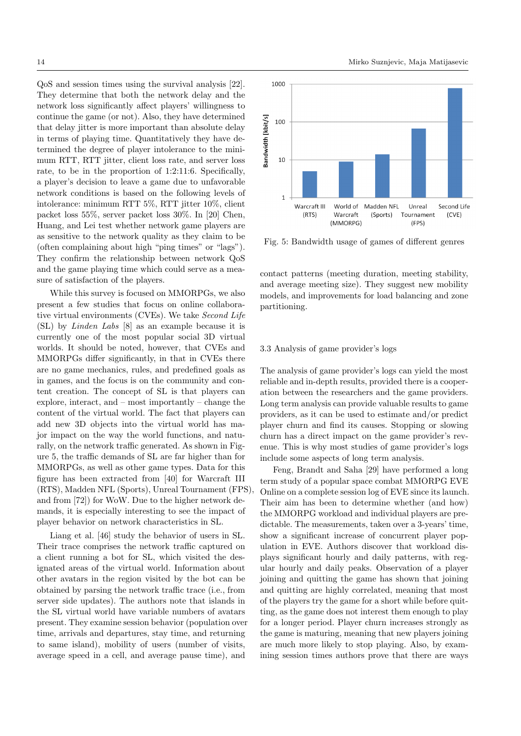QoS and session times using the survival analysis [22]. They determine that both the network delay and the network loss significantly affect players' willingness to continue the game (or not). Also, they have determined that delay jitter is more important than absolute delay in terms of playing time. Quantitatively they have determined the degree of player intolerance to the minimum RTT, RTT jitter, client loss rate, and server loss rate, to be in the proportion of 1:2:11:6. Specifically, a player's decision to leave a game due to unfavorable network conditions is based on the following levels of intolerance: minimum RTT 5%, RTT jitter 10%, client packet loss 55%, server packet loss 30%. In [20] Chen, Huang, and Lei test whether network game players are as sensitive to the network quality as they claim to be (often complaining about high "ping times" or "lags"). They confirm the relationship between network QoS and the game playing time which could serve as a measure of satisfaction of the players.

While this survey is focused on MMORPGs, we also present a few studies that focus on online collaborative virtual environments (CVEs). We take *Second Life* (SL) by *Linden Labs* [8] as an example because it is currently one of the most popular social 3D virtual worlds. It should be noted, however, that CVEs and MMORPGs differ significantly, in that in CVEs there are no game mechanics, rules, and predefined goals as in games, and the focus is on the community and content creation. The concept of SL is that players can explore, interact, and – most importantly – change the content of the virtual world. The fact that players can add new 3D objects into the virtual world has major impact on the way the world functions, and naturally, on the network traffic generated. As shown in Figure 5, the traffic demands of SL are far higher than for MMORPGs, as well as other game types. Data for this figure has been extracted from [40] for Warcraft III (RTS), Madden NFL (Sports), Unreal Tournament (FPS), and from [72]) for WoW. Due to the higher network demands, it is especially interesting to see the impact of player behavior on network characteristics in SL.

Bandwidth [kbit/s]
1000
100
10
1
Warcraft III (RTS)
World of Warcraft (MMORPG)
Madden NFL (Sports)
Unreal Tournament (FPS)
Second Life (CVE)

Fig. 5: Bandwidth usage of games of different genres

Liang et al. [46] study the behavior of users in SL. Their trace comprises the network traffic captured on a client running a bot for SL, which visited the designated areas of the virtual world. Information about other avatars in the region visited by the bot can be obtained by parsing the network traffic trace (i.e., from server side updates). The authors note that islands in the SL virtual world have variable numbers of avatars present. They examine session behavior (population over time, arrivals and departures, stay time, and returning to same island), mobility of users (number of visits, average speed in a cell, and average pause time), and contact patterns (meeting duration, meeting stability, and average meeting size). They suggest new mobility models, and improvements for load balancing and zone partitioning.

### 3.3 Analysis of game provider's logs

The analysis of game provider's logs can yield the most reliable and in-depth results, provided there is a cooperation between the researchers and the game providers. Long term analysis can provide valuable results to game providers, as it can be used to estimate and/or predict player churn and find its causes. Stopping or slowing churn has a direct impact on the game provider's revenue. This is why most studies of game provider's logs include some aspects of long term analysis.

Feng, Brandt and Saha [29] have performed a long term study of a popular space combat MMORPG EVE Online on a complete session log of EVE since its launch. Their aim has been to determine whether (and how) the MMORPG workload and individual players are predictable. The measurements, taken over a 3-years' time, show a significant increase of concurrent player population in EVE. Authors discover that workload displays significant hourly and daily patterns, with regular hourly and daily peaks. Observation of a player joining and quitting the game has shown that joining and quitting are highly correlated, meaning that most of the players try the game for a short while before quitting, as the game does not interest them enough to play for a longer period. Player churn increases strongly as the game is maturing, meaning that new players joining are much more likely to stop playing. Also, by examining session times authors prove that there are ways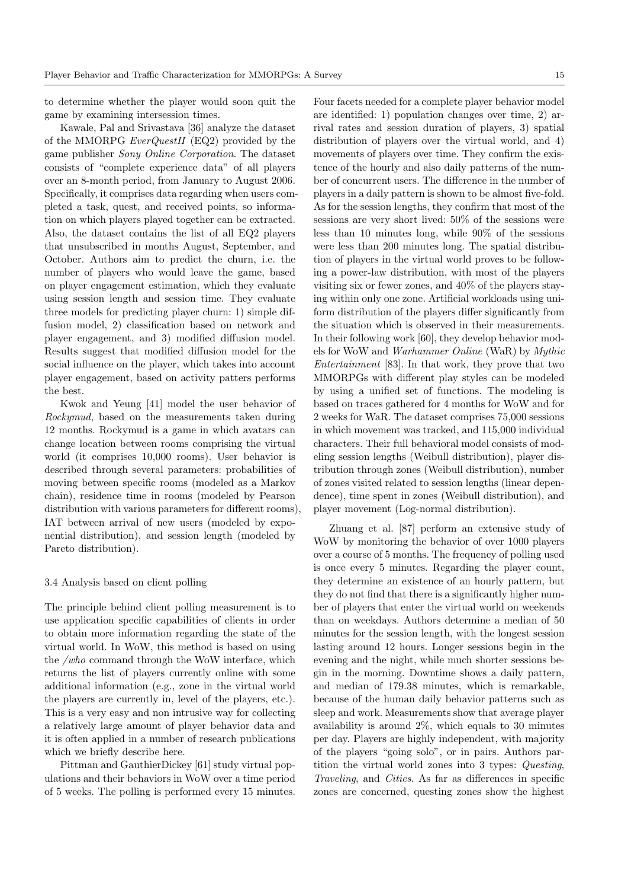to determine whether the player would soon quit the game by examining intersession times.

Kawale, Pal and Srivastava [36] analyze the dataset of the MMORPG *EverQuestII* (EQ2) provided by the game publisher *Sony Online Corporation*. The dataset consists of "complete experience data" of all players over an 8-month period, from January to August 2006. Specifically, it comprises data regarding when users completed a task, quest, and received points, so information on which players played together can be extracted. Also, the dataset contains the list of all EQ2 players that unsubscribed in months August, September, and October. Authors aim to predict the churn, i.e. the number of players who would leave the game, based on player engagement estimation, which they evaluate using session length and session time. They evaluate three models for predicting player churn: 1) simple diffusion model, 2) classification based on network and player engagement, and 3) modified diffusion model. Results suggest that modified diffusion model for the social influence on the player, which takes into account player engagement, based on activity patters performs the best.

Kwok and Yeung [41] model the user behavior of *Rockymud*, based on the measurements taken during 12 months. Rockymud is a game in which avatars can change location between rooms comprising the virtual world (it comprises 10,000 rooms). User behavior is described through several parameters: probabilities of moving between specific rooms (modeled as a Markov chain), residence time in rooms (modeled by Pearson distribution with various parameters for different rooms), IAT between arrival of new users (modeled by exponential distribution), and session length (modeled by Pareto distribution).

### 3.4 Analysis based on client polling

The principle behind client polling measurement is to use application specific capabilities of clients in order to obtain more information regarding the state of the virtual world. In WoW, this method is based on using the */who* command through the WoW interface, which returns the list of players currently online with some additional information (e.g., zone in the virtual world the players are currently in, level of the players, etc.). This is a very easy and non intrusive way for collecting a relatively large amount of player behavior data and it is often applied in a number of research publications which we briefly describe here.

Pittman and GauthierDickey [61] study virtual populations and their behaviors in WoW over a time period of 5 weeks. The polling is performed every 15 minutes. Four facets needed for a complete player behavior model are identified: 1) population changes over time, 2) arrival rates and session duration of players, 3) spatial distribution of players over the virtual world, and 4) movements of players over time. They confirm the existence of the hourly and also daily patterns of the number of concurrent users. The difference in the number of players in a daily pattern is shown to be almost five-fold. As for the session lengths, they confirm that most of the sessions are very short lived: 50% of the sessions were less than 10 minutes long, while 90% of the sessions were less than 200 minutes long. The spatial distribution of players in the virtual world proves to be following a power-law distribution, with most of the players visiting six or fewer zones, and 40% of the players staying within only one zone. Artificial workloads using uniform distribution of the players differ significantly from the situation which is observed in their measurements. In their following work [60], they develop behavior models for WoW and *Warhammer Online* (WaR) by *Mythic Entertainment* [83]. In that work, they prove that two MMORPGs with different play styles can be modeled by using a unified set of functions. The modeling is based on traces gathered for 4 months for WoW and for 2 weeks for WaR. The dataset comprises 75,000 sessions in which movement was tracked, and 115,000 individual characters. Their full behavioral model consists of modeling session lengths (Weibull distribution), player distribution through zones (Weibull distribution), number of zones visited related to session lengths (linear dependence), time spent in zones (Weibull distribution), and player movement (Log-normal distribution).

Zhuang et al. [87] perform an extensive study of WoW by monitoring the behavior of over 1000 players over a course of 5 months. The frequency of polling used is once every 5 minutes. Regarding the player count, they determine an existence of an hourly pattern, but they do not find that there is a significantly higher number of players that enter the virtual world on weekends than on weekdays. Authors determine a median of 50 minutes for the session length, with the longest session lasting around 12 hours. Longer sessions begin in the evening and the night, while much shorter sessions begin in the morning. Downtime shows a daily pattern, and median of 179.38 minutes, which is remarkable, because of the human daily behavior patterns such as sleep and work. Measurements show that average player availability is around 2%, which equals to 30 minutes per day. Players are highly independent, with majority of the players "going solo", or in pairs. Authors partition the virtual world zones into 3 types: *Questing*, *Traveling*, and *Cities*. As far as differences in specific zones are concerned, questing zones show the highest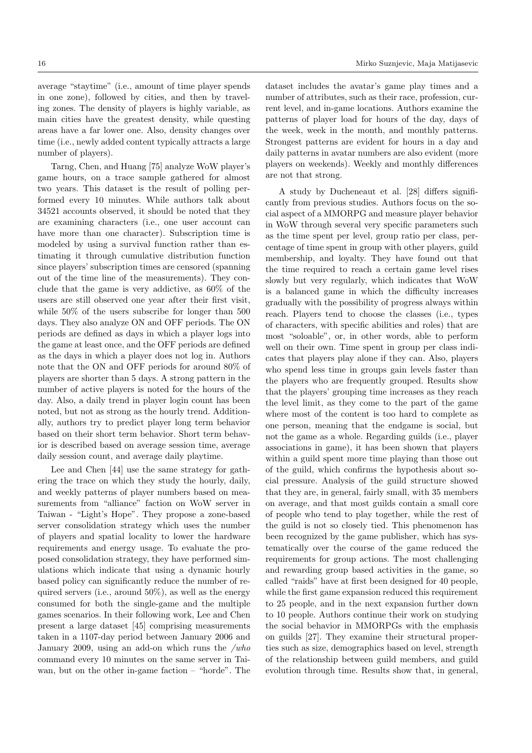average "staytime" (i.e., amount of time player spends in one zone), followed by cities, and then by traveling zones. The density of players is highly variable, as main cities have the greatest density, while questing areas have a far lower one. Also, density changes over time (i.e., newly added content typically attracts a large number of players).

Tarng, Chen, and Huang [75] analyze WoW player's game hours, on a trace sample gathered for almost two years. This dataset is the result of polling performed every 10 minutes. While authors talk about 34521 accounts observed, it should be noted that they are examining characters (i.e., one user account can have more than one character). Subscription time is modeled by using a survival function rather than estimating it through cumulative distribution function since players' subscription times are censored (spanning out of the time line of the measurements). They conclude that the game is very addictive, as 60% of the users are still observed one year after their first visit, while 50% of the users subscribe for longer than 500 days. They also analyze ON and OFF periods. The ON periods are defined as days in which a player logs into the game at least once, and the OFF periods are defined as the days in which a player does not log in. Authors note that the ON and OFF periods for around 80% of players are shorter than 5 days. A strong pattern in the number of active players is noted for the hours of the day. Also, a daily trend in player login count has been noted, but not as strong as the hourly trend. Additionally, authors try to predict player long term behavior based on their short term behavior. Short term behavior is described based on average session time, average daily session count, and average daily playtime.

Lee and Chen [44] use the same strategy for gathering the trace on which they study the hourly, daily, and weekly patterns of player numbers based on measurements from "alliance" faction on WoW server in Taiwan - "Light's Hope". They propose a zone-based server consolidation strategy which uses the number of players and spatial locality to lower the hardware requirements and energy usage. To evaluate the proposed consolidation strategy, they have performed simulations which indicate that using a dynamic hourly based policy can significantly reduce the number of required servers (i.e., around 50%), as well as the energy consumed for both the single-game and the multiple games scenarios. In their following work, Lee and Chen present a large dataset [45] comprising measurements taken in a 1107-day period between January 2006 and January 2009, using an add-on which runs the */who* command every 10 minutes on the same server in Taiwan, but on the other in-game faction – "horde". The dataset includes the avatar's game play times and a number of attributes, such as their race, profession, current level, and in-game locations. Authors examine the patterns of player load for hours of the day, days of the week, week in the month, and monthly patterns. Strongest patterns are evident for hours in a day and daily patterns in avatar numbers are also evident (more players on weekends). Weekly and monthly differences are not that strong.

A study by Ducheneaut et al. [28] differs significantly from previous studies. Authors focus on the social aspect of a MMORPG and measure player behavior in WoW through several very specific parameters such as the time spent per level, group ratio per class, percentage of time spent in group with other players, guild membership, and loyalty. They have found out that the time required to reach a certain game level rises slowly but very regularly, which indicates that WoW is a balanced game in which the difficulty increases gradually with the possibility of progress always within reach. Players tend to choose the classes (i.e., types of characters, with specific abilities and roles) that are most "soloable", or, in other words, able to perform well on their own. Time spent in group per class indicates that players play alone if they can. Also, players who spend less time in groups gain levels faster than the players who are frequently grouped. Results show that the players' grouping time increases as they reach the level limit, as they come to the part of the game where most of the content is too hard to complete as one person, meaning that the endgame is social, but not the game as a whole. Regarding guilds (i.e., player associations in game), it has been shown that players within a guild spent more time playing than those out of the guild, which confirms the hypothesis about social pressure. Analysis of the guild structure showed that they are, in general, fairly small, with 35 members on average, and that most guilds contain a small core of people who tend to play together, while the rest of the guild is not so closely tied. This phenomenon has been recognized by the game publisher, which has systematically over the course of the game reduced the requirements for group actions. The most challenging and rewarding group based activities in the game, so called "raids" have at first been designed for 40 people, while the first game expansion reduced this requirement to 25 people, and in the next expansion further down to 10 people. Authors continue their work on studying the social behavior in MMORPGs with the emphasis on guilds [27]. They examine their structural properties such as size, demographics based on level, strength of the relationship between guild members, and guild evolution through time. Results show that, in general,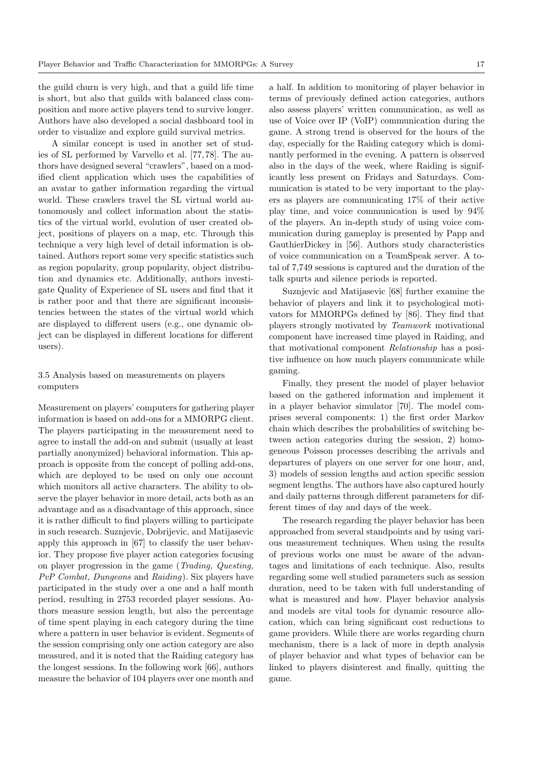the guild churn is very high, and that a guild life time is short, but also that guilds with balanced class composition and more active players tend to survive longer. Authors have also developed a social dashboard tool in order to visualize and explore guild survival metrics.

A similar concept is used in another set of studies of SL performed by Varvello et al. [77,78]. The authors have designed several "crawlers", based on a modified client application which uses the capabilities of an avatar to gather information regarding the virtual world. These crawlers travel the SL virtual world autonomously and collect information about the statistics of the virtual world, evolution of user created object, positions of players on a map, etc. Through this technique a very high level of detail information is obtained. Authors report some very specific statistics such as region popularity, group popularity, object distribution and dynamics etc. Additionally, authors investigate Quality of Experience of SL users and find that it is rather poor and that there are significant inconsistencies between the states of the virtual world which are displayed to different users (e.g., one dynamic object can be displayed in different locations for different users).

### 3.5 Analysis based on measurements on players computers

Measurement on players' computers for gathering player information is based on add-ons for a MMORPG client. The players participating in the measurement need to agree to install the add-on and submit (usually at least partially anonymized) behavioral information. This approach is opposite from the concept of polling add-ons, which are deployed to be used on only one account which monitors all active characters. The ability to observe the player behavior in more detail, acts both as an advantage and as a disadvantage of this approach, since it is rather difficult to find players willing to participate in such research. Suznjevic, Dobrijevic, and Matijasevic apply this approach in [67] to classify the user behavior. They propose five player action categories focusing on player progression in the game (*Trading, Questing, PvP Combat, Dungeons* and *Raiding*). Six players have participated in the study over a one and a half month period, resulting in 2753 recorded player sessions. Authors measure session length, but also the percentage of time spent playing in each category during the time where a pattern in user behavior is evident. Segments of the session comprising only one action category are also measured, and it is noted that the Raiding category has the longest sessions. In the following work [66], authors measure the behavior of 104 players over one month and a half. In addition to monitoring of player behavior in terms of previously defined action categories, authors also assess players' written communication, as well as use of Voice over IP (VoIP) communication during the game. A strong trend is observed for the hours of the day, especially for the Raiding category which is dominantly performed in the evening. A pattern is observed also in the days of the week, where Raiding is significantly less present on Fridays and Saturdays. Communication is stated to be very important to the players as players are communicating 17% of their active play time, and voice communication is used by 94% of the players. An in-depth study of using voice communication during gameplay is presented by Papp and GauthierDickey in [56]. Authors study characteristics of voice communication on a TeamSpeak server. A total of 7,749 sessions is captured and the duration of the talk spurts and silence periods is reported.

Suznjevic and Matijasevic [68] further examine the behavior of players and link it to psychological motivators for MMORPGs defined by [86]. They find that players strongly motivated by *Teamwork* motivational component have increased time played in Raiding, and that motivational component *Relationship* has a positive influence on how much players communicate while gaming.

Finally, they present the model of player behavior based on the gathered information and implement it in a player behavior simulator [70]. The model comprises several components: 1) the first order Markov chain which describes the probabilities of switching between action categories during the session, 2) homogeneous Poisson processes describing the arrivals and departures of players on one server for one hour, and, 3) models of session lengths and action specific session segment lengths. The authors have also captured hourly and daily patterns through different parameters for different times of day and days of the week.

The research regarding the player behavior has been approached from several standpoints and by using various measurement techniques. When using the results of previous works one must be aware of the advantages and limitations of each technique. Also, results regarding some well studied parameters such as session duration, need to be taken with full understanding of what is measured and how. Player behavior analysis and models are vital tools for dynamic resource allocation, which can bring significant cost reductions to game providers. While there are works regarding churn mechanism, there is a lack of more in depth analysis of player behavior and what types of behavior can be linked to players disinterest and finally, quitting the game.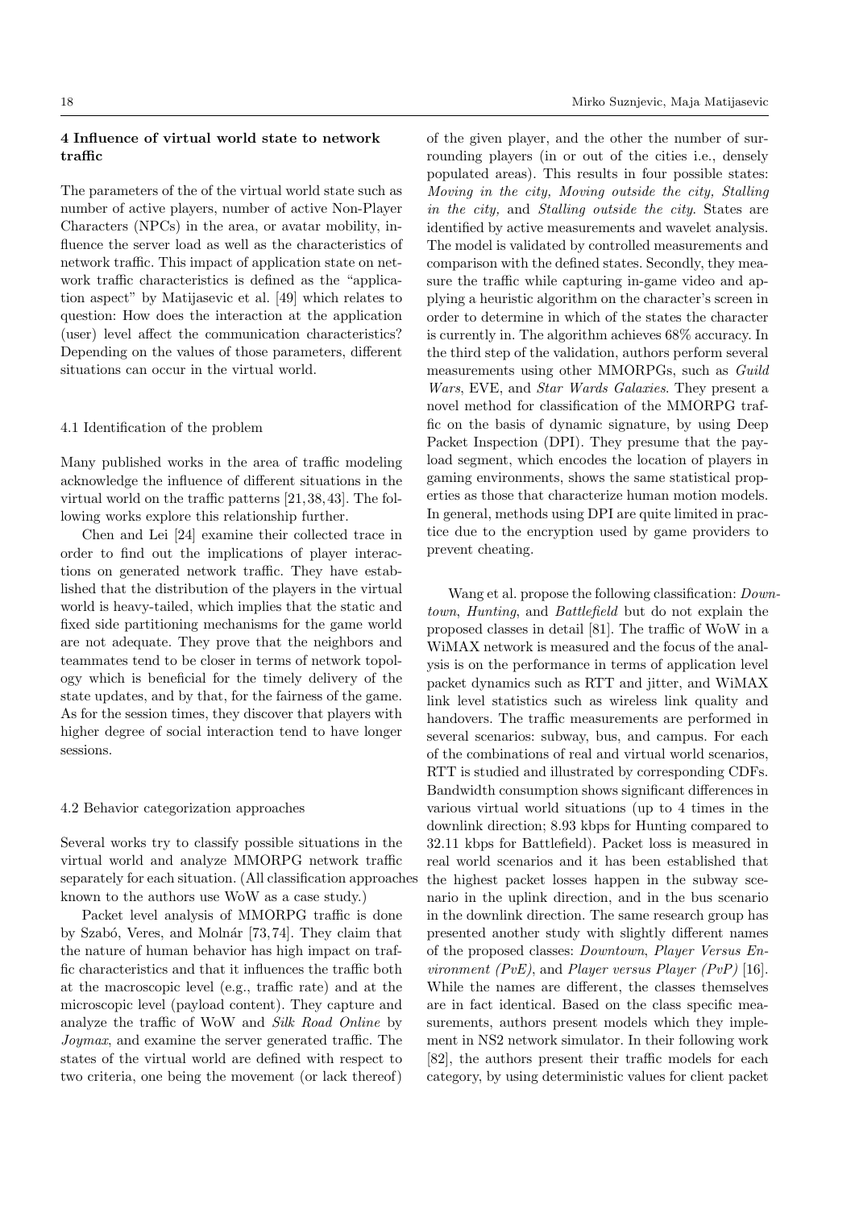## 4 Influence of virtual world state to network traffic

The parameters of the of the virtual world state such as number of active players, number of active Non-Player Characters (NPCs) in the area, or avatar mobility, influence the server load as well as the characteristics of network traffic. This impact of application state on network traffic characteristics is defined as the "application aspect" by Matijasevic et al. [49] which relates to question: How does the interaction at the application (user) level affect the communication characteristics? Depending on the values of those parameters, different situations can occur in the virtual world.

### 4.1 Identification of the problem

Many published works in the area of traffic modeling acknowledge the influence of different situations in the virtual world on the traffic patterns [21, 38, 43]. The following works explore this relationship further.

Chen and Lei [24] examine their collected trace in order to find out the implications of player interactions on generated network traffic. They have established that the distribution of the players in the virtual world is heavy-tailed, which implies that the static and fixed side partitioning mechanisms for the game world are not adequate. They prove that the neighbors and teammates tend to be closer in terms of network topology which is beneficial for the timely delivery of the state updates, and by that, for the fairness of the game. As for the session times, they discover that players with higher degree of social interaction tend to have longer sessions.

### 4.2 Behavior categorization approaches

Several works try to classify possible situations in the virtual world and analyze MMORPG network traffic separately for each situation. (All classification approaches known to the authors use WoW as a case study.)

Packet level analysis of MMORPG traffic is done by Szabó, Veres, and Molnár [73, 74]. They claim that the nature of human behavior has high impact on traffic characteristics and that it influences the traffic both at the macroscopic level (e.g., traffic rate) and at the microscopic level (payload content). They capture and analyze the traffic of WoW and *Silk Road Online* by *Joymax*, and examine the server generated traffic. The states of the virtual world are defined with respect to two criteria, one being the movement (or lack thereof) of the given player, and the other the number of surrounding players (in or out of the cities i.e., densely populated areas). This results in four possible states: *Moving in the city, Moving outside the city, Stalling in the city,* and *Stalling outside the city*. States are identified by active measurements and wavelet analysis. The model is validated by controlled measurements and comparison with the defined states. Secondly, they measure the traffic while capturing in-game video and applying a heuristic algorithm on the character's screen in order to determine in which of the states the character is currently in. The algorithm achieves 68% accuracy. In the third step of the validation, authors perform several measurements using other MMORPGs, such as *Guild Wars*, EVE, and *Star Wards Galaxies*. They present a novel method for classification of the MMORPG traffic on the basis of dynamic signature, by using Deep Packet Inspection (DPI). They presume that the payload segment, which encodes the location of players in gaming environments, shows the same statistical properties as those that characterize human motion models. In general, methods using DPI are quite limited in practice due to the encryption used by game providers to prevent cheating.

Wang et al. propose the following classification: *Downtown*, *Hunting*, and *Battlefield* but do not explain the proposed classes in detail [81]. The traffic of WoW in a WiMAX network is measured and the focus of the analysis is on the performance in terms of application level packet dynamics such as RTT and jitter, and WiMAX link level statistics such as wireless link quality and handovers. The traffic measurements are performed in several scenarios: subway, bus, and campus. For each of the combinations of real and virtual world scenarios, RTT is studied and illustrated by corresponding CDFs. Bandwidth consumption shows significant differences in various virtual world situations (up to 4 times in the downlink direction; 8.93 kbps for Hunting compared to 32.11 kbps for Battlefield). Packet loss is measured in real world scenarios and it has been established that the highest packet losses happen in the subway scenario in the uplink direction, and in the bus scenario in the downlink direction. The same research group has presented another study with slightly different names of the proposed classes: *Downtown*, *Player Versus Environment (PvE)*, and *Player versus Player (PvP)* [16]. While the names are different, the classes themselves are in fact identical. Based on the class specific measurements, authors present models which they implement in NS2 network simulator. In their following work [82], the authors present their traffic models for each category, by using deterministic values for client packet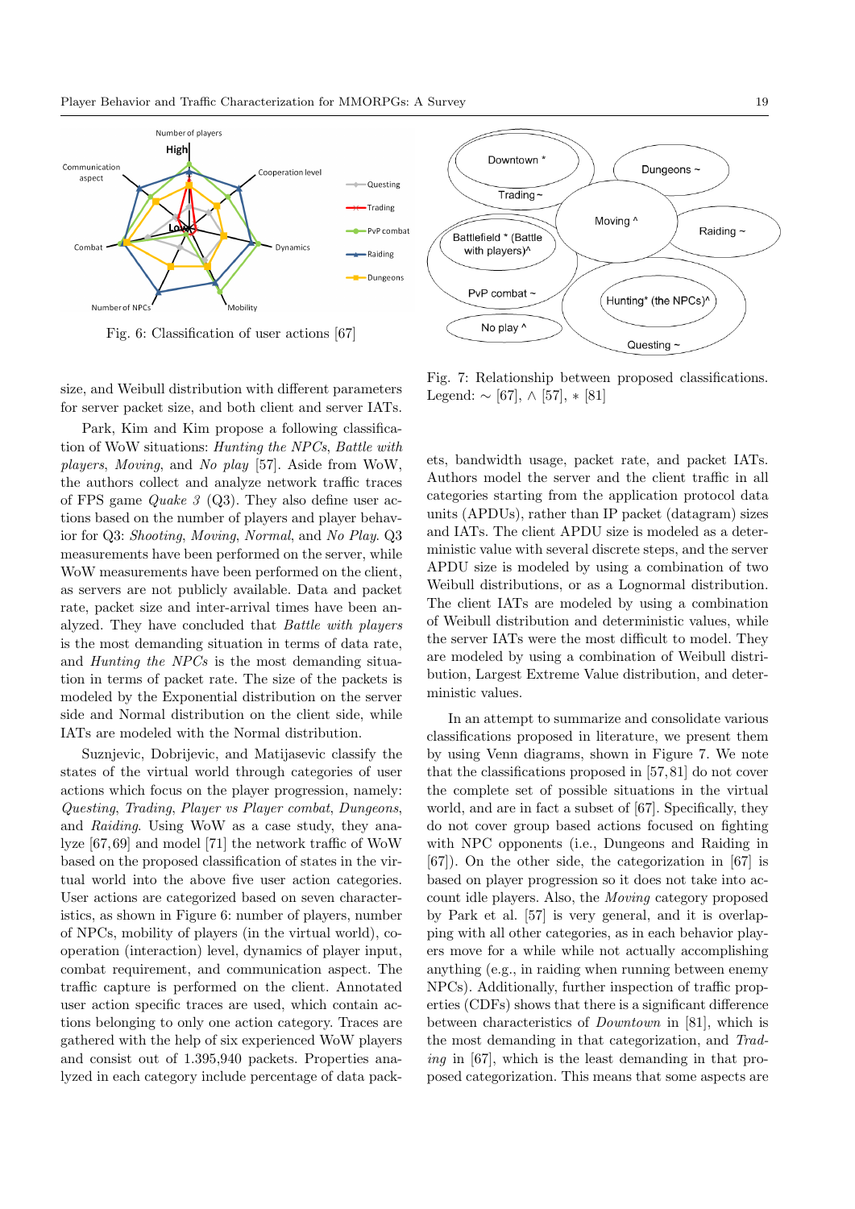Number of players

High

Communication aspect

Cooperation level

Low

Combat

Dynamics

Number of NPCs

Mobility

Questing

Trading

PvP combat

Raiding

Dungeons

Fig. 6: Classification of user actions [67]

Downtown *

Trading ~

Dungeons ~

Moving ^

Raiding ~

Battlefield * (Battle with players)^

PvP combat ~

Hunting* (the NPCs)^

No play ^

Questing ~

Fig. 7: Relationship between proposed classifications. Legend: ∼ [67], ∧ [57], ∗ [81]

size, and Weibull distribution with different parameters for server packet size, and both client and server IATs.

Park, Kim and Kim propose a following classification of WoW situations: *Hunting the NPCs*, *Battle with players*, *Moving*, and *No play* [57]. Aside from WoW, the authors collect and analyze network traffic traces of FPS game *Quake 3* (Q3). They also define user actions based on the number of players and player behavior for Q3: *Shooting*, *Moving*, *Normal*, and *No Play*. Q3 measurements have been performed on the server, while WoW measurements have been performed on the client, as servers are not publicly available. Data and packet rate, packet size and inter-arrival times have been analyzed. They have concluded that *Battle with players* is the most demanding situation in terms of data rate, and *Hunting the NPCs* is the most demanding situation in terms of packet rate. The size of the packets is modeled by the Exponential distribution on the server side and Normal distribution on the client side, while IATs are modeled with the Normal distribution.

Suznjevic, Dobrijevic, and Matijasevic classify the states of the virtual world through categories of user actions which focus on the player progression, namely: *Questing*, *Trading*, *Player vs Player combat*, *Dungeons*, and *Raiding*. Using WoW as a case study, they analyze [67,69] and model [71] the network traffic of WoW based on the proposed classification of states in the virtual world into the above five user action categories. User actions are categorized based on seven characteristics, as shown in Figure 6: number of players, number of NPCs, mobility of players (in the virtual world), cooperation (interaction) level, dynamics of player input, combat requirement, and communication aspect. The traffic capture is performed on the client. Annotated user action specific traces are used, which contain actions belonging to only one action category. Traces are gathered with the help of six experienced WoW players and consist out of 1.395,940 packets. Properties analyzed in each category include percentage of data packets, bandwidth usage, packet rate, and packet IATs. Authors model the server and the client traffic in all categories starting from the application protocol data units (APDUs), rather than IP packet (datagram) sizes and IATs. The client APDU size is modeled as a deterministic value with several discrete steps, and the server APDU size is modeled by using a combination of two Weibull distributions, or as a Lognormal distribution. The client IATs are modeled by using a combination of Weibull distribution and deterministic values, while the server IATs were the most difficult to model. They are modeled by using a combination of Weibull distribution, Largest Extreme Value distribution, and deterministic values.

In an attempt to summarize and consolidate various classifications proposed in literature, we present them by using Venn diagrams, shown in Figure 7. We note that the classifications proposed in [57,81] do not cover the complete set of possible situations in the virtual world, and are in fact a subset of [67]. Specifically, they do not cover group based actions focused on fighting with NPC opponents (i.e., Dungeons and Raiding in [67]). On the other side, the categorization in [67] is based on player progression so it does not take into account idle players. Also, the *Moving* category proposed by Park et al. [57] is very general, and it is overlapping with all other categories, as in each behavior players move for a while while not actually accomplishing anything (e.g., in raiding when running between enemy NPCs). Additionally, further inspection of traffic properties (CDFs) shows that there is a significant difference between characteristics of *Downtown* in [81], which is the most demanding in that categorization, and *Trading* in [67], which is the least demanding in that proposed categorization. This means that some aspects are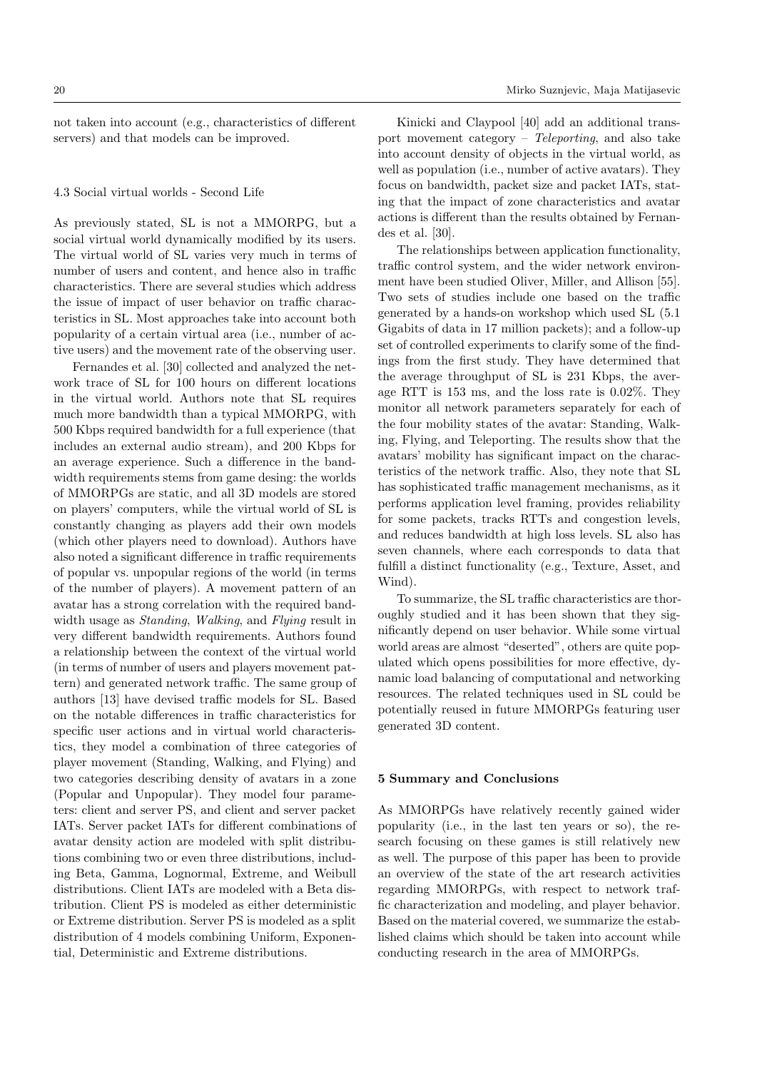not taken into account (e.g., characteristics of different servers) and that models can be improved.

### 4.3 Social virtual worlds - Second Life

As previously stated, SL is not a MMORPG, but a social virtual world dynamically modified by its users. The virtual world of SL varies very much in terms of number of users and content, and hence also in traffic characteristics. There are several studies which address the issue of impact of user behavior on traffic characteristics in SL. Most approaches take into account both popularity of a certain virtual area (i.e., number of active users) and the movement rate of the observing user.

Fernandes et al. [30] collected and analyzed the network trace of SL for 100 hours on different locations in the virtual world. Authors note that SL requires much more bandwidth than a typical MMORPG, with 500 Kbps required bandwidth for a full experience (that includes an external audio stream), and 200 Kbps for an average experience. Such a difference in the bandwidth requirements stems from game desing: the worlds of MMORPGs are static, and all 3D models are stored on players' computers, while the virtual world of SL is constantly changing as players add their own models (which other players need to download). Authors have also noted a significant difference in traffic requirements of popular vs. unpopular regions of the world (in terms of the number of players). A movement pattern of an avatar has a strong correlation with the required bandwidth usage as *Standing*, *Walking*, and *Flying* result in very different bandwidth requirements. Authors found a relationship between the context of the virtual world (in terms of number of users and players movement pattern) and generated network traffic. The same group of authors [13] have devised traffic models for SL. Based on the notable differences in traffic characteristics for specific user actions and in virtual world characteristics, they model a combination of three categories of player movement (Standing, Walking, and Flying) and two categories describing density of avatars in a zone (Popular and Unpopular). They model four parameters: client and server PS, and client and server packet IATs. Server packet IATs for different combinations of avatar density action are modeled with split distributions combining two or even three distributions, including Beta, Gamma, Lognormal, Extreme, and Weibull distributions. Client IATs are modeled with a Beta distribution. Client PS is modeled as either deterministic or Extreme distribution. Server PS is modeled as a split distribution of 4 models combining Uniform, Exponential, Deterministic and Extreme distributions.

Kinicki and Claypool [40] add an additional transport movement category – *Teleporting*, and also take into account density of objects in the virtual world, as well as population (i.e., number of active avatars). They focus on bandwidth, packet size and packet IATs, stating that the impact of zone characteristics and avatar actions is different than the results obtained by Fernandes et al. [30].

The relationships between application functionality, traffic control system, and the wider network environment have been studied Oliver, Miller, and Allison [55]. Two sets of studies include one based on the traffic generated by a hands-on workshop which used SL (5.1 Gigabits of data in 17 million packets); and a follow-up set of controlled experiments to clarify some of the findings from the first study. They have determined that the average throughput of SL is 231 Kbps, the average RTT is 153 ms, and the loss rate is 0.02%. They monitor all network parameters separately for each of the four mobility states of the avatar: Standing, Walking, Flying, and Teleporting. The results show that the avatars' mobility has significant impact on the characteristics of the network traffic. Also, they note that SL has sophisticated traffic management mechanisms, as it performs application level framing, provides reliability for some packets, tracks RTTs and congestion levels, and reduces bandwidth at high loss levels. SL also has seven channels, where each corresponds to data that fulfill a distinct functionality (e.g., Texture, Asset, and Wind).

To summarize, the SL traffic characteristics are thoroughly studied and it has been shown that they significantly depend on user behavior. While some virtual world areas are almost "deserted", others are quite populated which opens possibilities for more effective, dynamic load balancing of computational and networking resources. The related techniques used in SL could be potentially reused in future MMORPGs featuring user generated 3D content.

## 5 Summary and Conclusions

As MMORPGs have relatively recently gained wider popularity (i.e., in the last ten years or so), the research focusing on these games is still relatively new as well. The purpose of this paper has been to provide an overview of the state of the art research activities regarding MMORPGs, with respect to network traffic characterization and modeling, and player behavior. Based on the material covered, we summarize the established claims which should be taken into account while conducting research in the area of MMORPGs.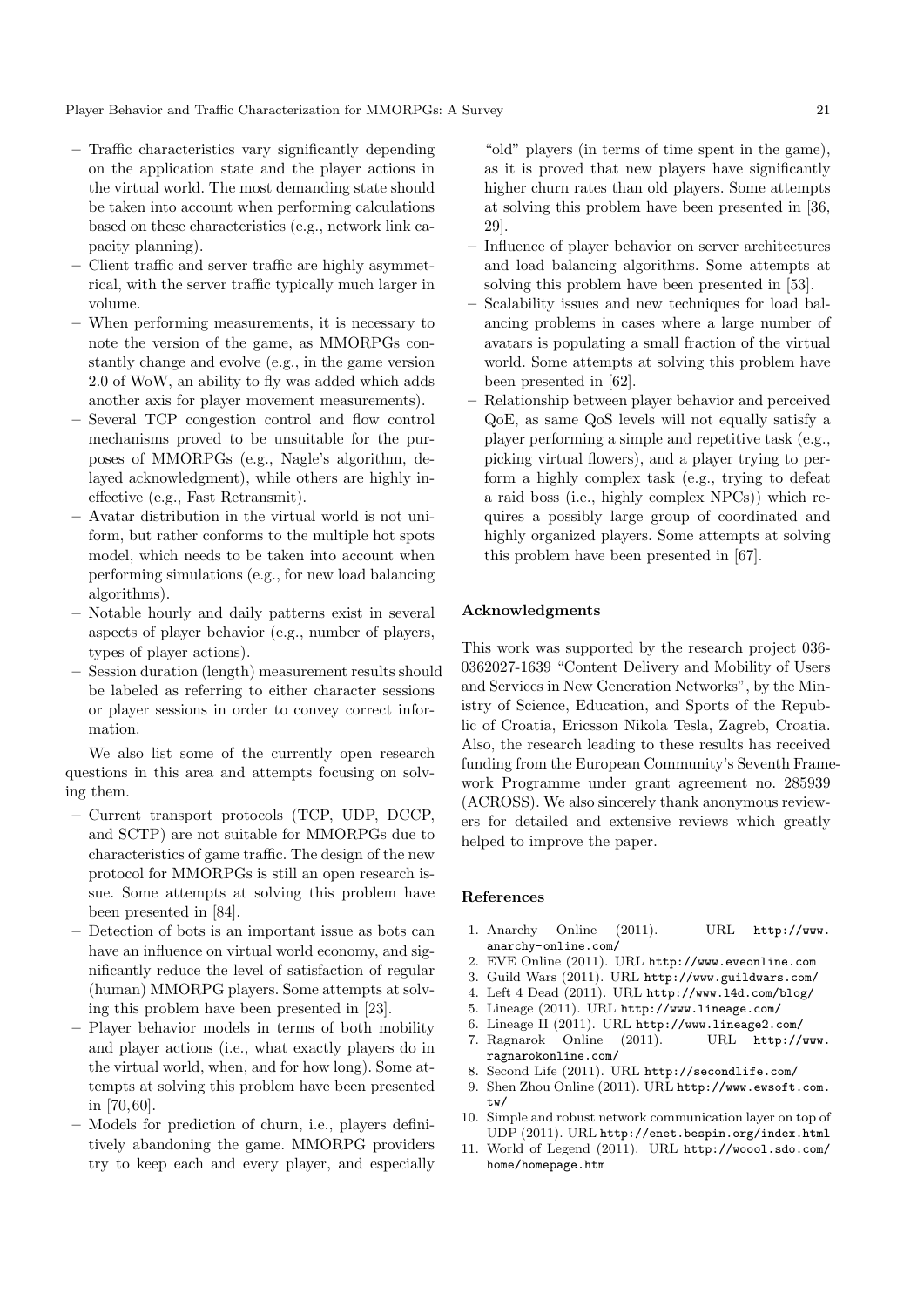- Traffic characteristics vary significantly depending on the application state and the player actions in the virtual world. The most demanding state should be taken into account when performing calculations based on these characteristics (e.g., network link capacity planning).
- Client traffic and server traffic are highly asymmetrical, with the server traffic typically much larger in volume.
- When performing measurements, it is necessary to note the version of the game, as MMORPGs constantly change and evolve (e.g., in the game version 2.0 of WoW, an ability to fly was added which adds another axis for player movement measurements).
- Several TCP congestion control and flow control mechanisms proved to be unsuitable for the purposes of MMORPGs (e.g., Nagle's algorithm, delayed acknowledgment), while others are highly ineffective (e.g., Fast Retransmit).
- Avatar distribution in the virtual world is not uniform, but rather conforms to the multiple hot spots model, which needs to be taken into account when performing simulations (e.g., for new load balancing algorithms).
- Notable hourly and daily patterns exist in several aspects of player behavior (e.g., number of players, types of player actions).
- Session duration (length) measurement results should be labeled as referring to either character sessions or player sessions in order to convey correct information.

We also list some of the currently open research questions in this area and attempts focusing on solving them.

- Current transport protocols (TCP, UDP, DCCP, and SCTP) are not suitable for MMORPGs due to characteristics of game traffic. The design of the new protocol for MMORPGs is still an open research issue. Some attempts at solving this problem have been presented in [84].
- Detection of bots is an important issue as bots can have an influence on virtual world economy, and significantly reduce the level of satisfaction of regular (human) MMORPG players. Some attempts at solving this problem have been presented in [23].
- Player behavior models in terms of both mobility and player actions (i.e., what exactly players do in the virtual world, when, and for how long). Some attempts at solving this problem have been presented in [70, 60].
- Models for prediction of churn, i.e., players definitively abandoning the game. MMORPG providers try to keep each and every player, and especially "old" players (in terms of time spent in the game), as it is proved that new players have significantly higher churn rates than old players. Some attempts at solving this problem have been presented in [36, 29].
- Influence of player behavior on server architectures and load balancing algorithms. Some attempts at solving this problem have been presented in [53].
- Scalability issues and new techniques for load balancing problems in cases where a large number of avatars is populating a small fraction of the virtual world. Some attempts at solving this problem have been presented in [62].
- Relationship between player behavior and perceived QoE, as same QoS levels will not equally satisfy a player performing a simple and repetitive task (e.g., picking virtual flowers), and a player trying to perform a highly complex task (e.g., trying to defeat a raid boss (i.e., highly complex NPCs)) which requires a possibly large group of coordinated and highly organized players. Some attempts at solving this problem have been presented in [67].

**Acknowledgments**

This work was supported by the research project 036-0362027-1639 "Content Delivery and Mobility of Users and Services in New Generation Networks", by the Ministry of Science, Education, and Sports of the Republic of Croatia, Ericsson Nikola Tesla, Zagreb, Croatia. Also, the research leading to these results has received funding from the European Community's Seventh Framework Programme under grant agreement no. 285939 (ACROSS). We also sincerely thank anonymous reviewers for detailed and extensive reviews which greatly helped to improve the paper.

**References**

1. Anarchy Online (2011). URL `http://www.anarchy-online.com/`
2. EVE Online (2011). URL `http://www.eveonline.com`
3. Guild Wars (2011). URL `http://www.guildwars.com/`
4. Left 4 Dead (2011). URL `http://www.l4d.com/blog/`
5. Lineage (2011). URL `http://www.lineage.com/`
6. Lineage II (2011). URL `http://www.lineage2.com/`
7. Ragnarok Online (2011). URL `http://www.ragnarokonline.com/`
8. Second Life (2011). URL `http://secondlife.com/`
9. Shen Zhou Online (2011). URL `http://www.ewsoft.com.tw/`
10. Simple and robust network communication layer on top of UDP (2011). URL `http://enet.bespin.org/index.html`
11. World of Legend (2011). URL `http://woool.sdo.com/home/homepage.htm`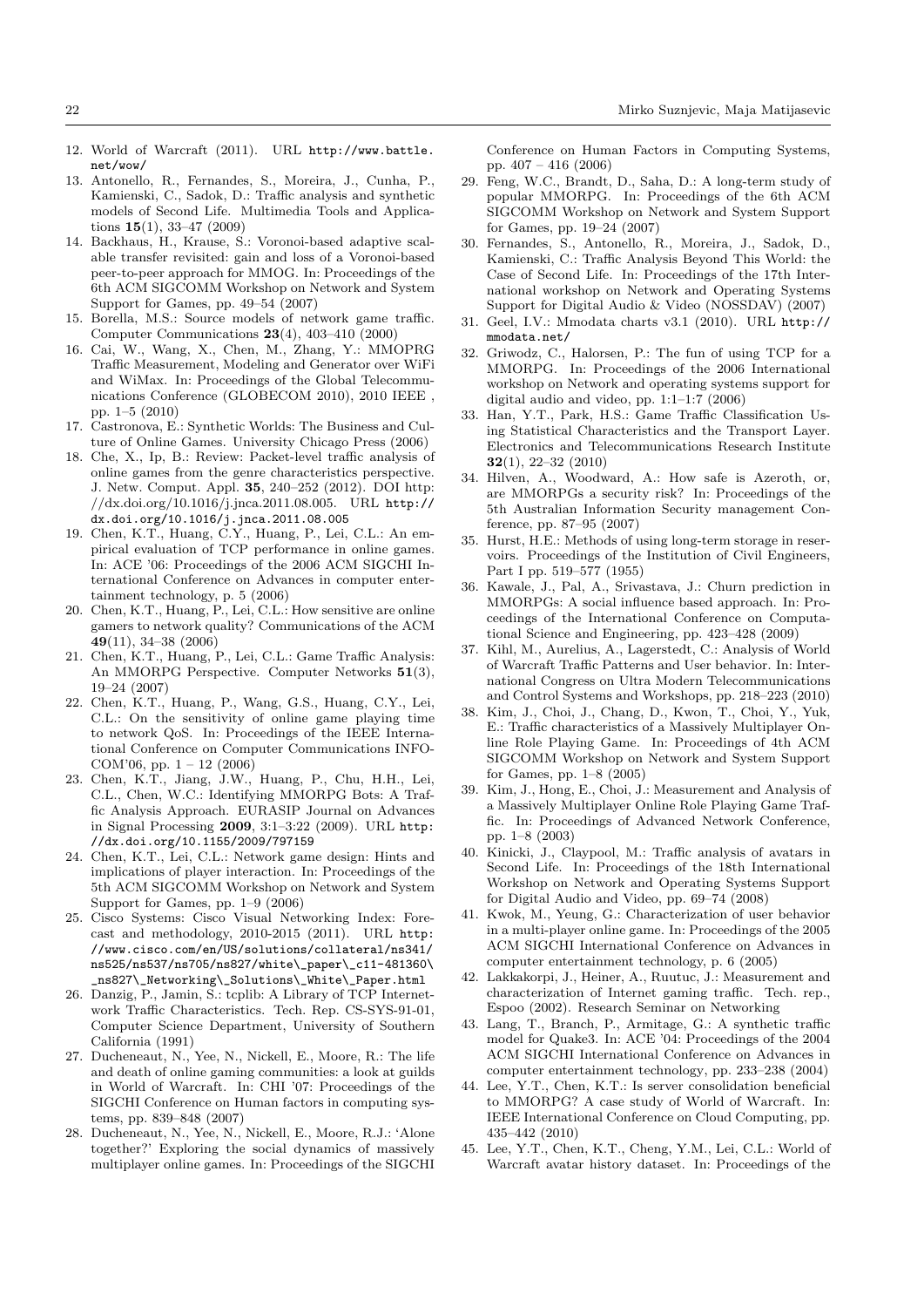12. World of Warcraft (2011). URL http://www.battle.net/wow/
13. Antonello, R., Fernandes, S., Moreira, J., Cunha, P., Kamienski, C., Sadok, D.: Traffic analysis and synthetic models of Second Life. Multimedia Tools and Applications **15**(1), 33–47 (2009)
14. Backhaus, H., Krause, S.: Voronoi-based adaptive scalable transfer revisited: gain and loss of a Voronoi-based peer-to-peer approach for MMOG. In: Proceedings of the 6th ACM SIGCOMM Workshop on Network and System Support for Games, pp. 49–54 (2007)
15. Borella, M.S.: Source models of network game traffic. Computer Communications **23**(4), 403–410 (2000)
16. Cai, W., Wang, X., Chen, M., Zhang, Y.: MMOPRG Traffic Measurement, Modeling and Generator over WiFi and WiMax. In: Proceedings of the Global Telecommunications Conference (GLOBECOM 2010), 2010 IEEE , pp. 1–5 (2010)
17. Castronova, E.: Synthetic Worlds: The Business and Culture of Online Games. University Chicago Press (2006)
18. Che, X., Ip, B.: Review: Packet-level traffic analysis of online games from the genre characteristics perspective. J. Netw. Comput. Appl. **35**, 240–252 (2012). DOI http://dx.doi.org/10.1016/j.jnca.2011.08.005. URL http://dx.doi.org/10.1016/j.jnca.2011.08.005
19. Chen, K.T., Huang, C.Y., Huang, P., Lei, C.L.: An empirical evaluation of TCP performance in online games. In: ACE '06: Proceedings of the 2006 ACM SIGCHI International Conference on Advances in computer entertainment technology, p. 5 (2006)
20. Chen, K.T., Huang, P., Lei, C.L.: How sensitive are online gamers to network quality? Communications of the ACM **49**(11), 34–38 (2006)
21. Chen, K.T., Huang, P., Lei, C.L.: Game Traffic Analysis: An MMORPG Perspective. Computer Networks **51**(3), 19–24 (2007)
22. Chen, K.T., Huang, P., Wang, G.S., Huang, C.Y., Lei, C.L.: On the sensitivity of online game playing time to network QoS. In: Proceedings of the IEEE International Conference on Computer Communications INFOCOM'06, pp. 1 – 12 (2006)
23. Chen, K.T., Jiang, J.W., Huang, P., Chu, H.H., Lei, C.L., Chen, W.C.: Identifying MMORPG Bots: A Traffic Analysis Approach. EURASIP Journal on Advances in Signal Processing **2009**, 3:1–3:22 (2009). URL http://dx.doi.org/10.1155/2009/797159
24. Chen, K.T., Lei, C.L.: Network game design: Hints and implications of player interaction. In: Proceedings of the 5th ACM SIGCOMM Workshop on Network and System Support for Games, pp. 1–9 (2006)
25. Cisco Systems: Cisco Visual Networking Index: Forecast and methodology, 2010-2015 (2011). URL http://www.cisco.com/en/US/solutions/collateral/ns341/ns525/ns537/ns705/ns827/white\_paper\_c11-481360\_ns827\_Networking\_Solutions\_White\_Paper.html
26. Danzig, P., Jamin, S.: tcplib: A Library of TCP Internetwork Traffic Characteristics. Tech. Rep. CS-SYS-91-01, Computer Science Department, University of Southern California (1991)
27. Ducheneaut, N., Yee, N., Nickell, E., Moore, R.: The life and death of online gaming communities: a look at guilds in World of Warcraft. In: CHI '07: Proceedings of the SIGCHI Conference on Human factors in computing systems, pp. 839–848 (2007)
28. Ducheneaut, N., Yee, N., Nickell, E., Moore, R.J.: 'Alone together?' Exploring the social dynamics of massively multiplayer online games. In: Proceedings of the SIGCHI Conference on Human Factors in Computing Systems, pp. 407 – 416 (2006)
29. Feng, W.C., Brandt, D., Saha, D.: A long-term study of popular MMORPG. In: Proceedings of the 6th ACM SIGCOMM Workshop on Network and System Support for Games, pp. 19–24 (2007)
30. Fernandes, S., Antonello, R., Moreira, J., Sadok, D., Kamienski, C.: Traffic Analysis Beyond This World: the Case of Second Life. In: Proceedings of the 17th International workshop on Network and Operating Systems Support for Digital Audio & Video (NOSSDAV) (2007)
31. Geel, I.V.: Mmodata charts v3.1 (2010). URL http://mmodata.net/
32. Griwodz, C., Halorsen, P.: The fun of using TCP for a MMORPG. In: Proceedings of the 2006 International workshop on Network and operating systems support for digital audio and video, pp. 1:1–1:7 (2006)
33. Han, Y.T., Park, H.S.: Game Traffic Classification Using Statistical Characteristics and the Transport Layer. Electronics and Telecommunications Research Institute **32**(1), 22–32 (2010)
34. Hilven, A., Woodward, A.: How safe is Azeroth, or, are MMORPGs a security risk? In: Proceedings of the 5th Australian Information Security management Conference, pp. 87–95 (2007)
35. Hurst, H.E.: Methods of using long-term storage in reservoirs. Proceedings of the Institution of Civil Engineers, Part I pp. 519–577 (1955)
36. Kawale, J., Pal, A., Srivastava, J.: Churn prediction in MMORPGs: A social influence based approach. In: Proceedings of the International Conference on Computational Science and Engineering, pp. 423–428 (2009)
37. Kihl, M., Aurelius, A., Lagerstedt, C.: Analysis of World of Warcraft Traffic Patterns and User behavior. In: International Congress on Ultra Modern Telecommunications and Control Systems and Workshops, pp. 218–223 (2010)
38. Kim, J., Choi, J., Chang, D., Kwon, T., Choi, Y., Yuk, E.: Traffic characteristics of a Massively Multiplayer Online Role Playing Game. In: Proceedings of 4th ACM SIGCOMM Workshop on Network and System Support for Games, pp. 1–8 (2005)
39. Kim, J., Hong, E., Choi, J.: Measurement and Analysis of a Massively Multiplayer Online Role Playing Game Traffic. In: Proceedings of Advanced Network Conference, pp. 1–8 (2003)
40. Kinicki, J., Claypool, M.: Traffic analysis of avatars in Second Life. In: Proceedings of the 18th International Workshop on Network and Operating Systems Support for Digital Audio and Video, pp. 69–74 (2008)
41. Kwok, M., Yeung, G.: Characterization of user behavior in a multi-player online game. In: Proceedings of the 2005 ACM SIGCHI International Conference on Advances in computer entertainment technology, p. 6 (2005)
42. Lakkakorpi, J., Heiner, A., Ruutuc, J.: Measurement and characterization of Internet gaming traffic. Tech. rep., Espoo (2002). Research Seminar on Networking
43. Lang, T., Branch, P., Armitage, G.: A synthetic traffic model for Quake3. In: ACE '04: Proceedings of the 2004 ACM SIGCHI International Conference on Advances in computer entertainment technology, pp. 233–238 (2004)
44. Lee, Y.T., Chen, K.T.: Is server consolidation beneficial to MMORPG? A case study of World of Warcraft. In: IEEE International Conference on Cloud Computing, pp. 435–442 (2010)
45. Lee, Y.T., Chen, K.T., Cheng, Y.M., Lei, C.L.: World of Warcraft avatar history dataset. In: Proceedings of the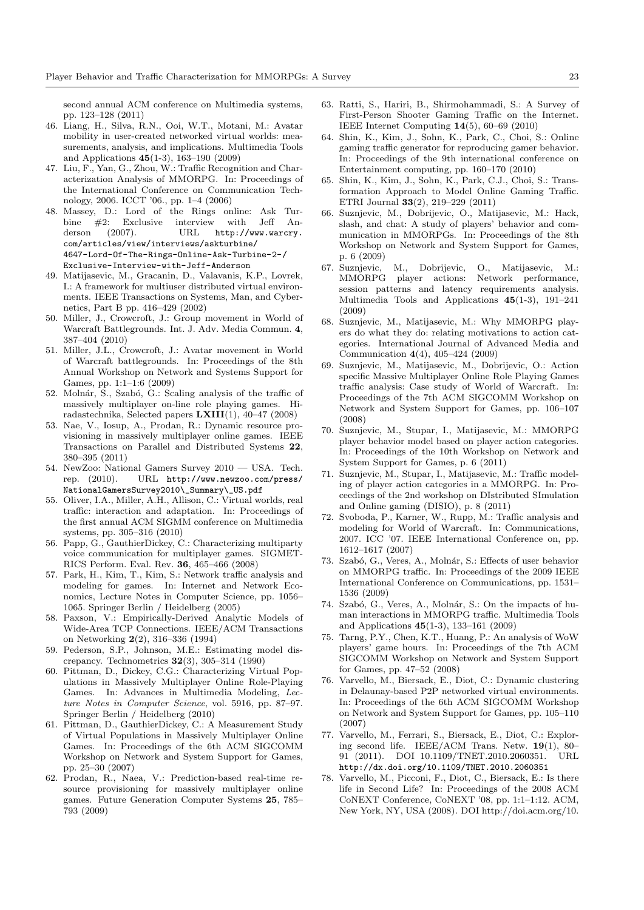second annual ACM conference on Multimedia systems, pp. 123–128 (2011)

46. Liang, H., Silva, R.N., Ooi, W.T., Motani, M.: Avatar mobility in user-created networked virtual worlds: measurements, analysis, and implications. Multimedia Tools and Applications **45**(1-3), 163–190 (2009)
47. Liu, F., Yan, G., Zhou, W.: Traffic Recognition and Characterization Analysis of MMORPG. In: Proceedings of the International Conference on Communication Technology, 2006. ICCT '06., pp. 1–4 (2006)
48. Massey, D.: Lord of the Rings online: Ask Turbine #2: Exclusive interview with Jeff Anderson (2007). URL http://www.warcry.com/articles/view/interviews/askturbine/4647-Lord-Of-The-Rings-Online-Ask-Turbine-2-/Exclusive-Interview-with-Jeff-Anderson
49. Matijasevic, M., Gracanin, D., Valavanis, K.P., Lovrek, I.: A framework for multiuser distributed virtual environments. IEEE Transactions on Systems, Man, and Cybernetics, Part B pp. 416–429 (2002)
50. Miller, J., Crowcroft, J.: Group movement in World of Warcraft Battlegrounds. Int. J. Adv. Media Commun. **4**, 387–404 (2010)
51. Miller, J.L., Crowcroft, J.: Avatar movement in World of Warcraft battlegrounds. In: Proceedings of the 8th Annual Workshop on Network and Systems Support for Games, pp. 1:1–1:6 (2009)
52. Molnár, S., Szabó, G.: Scaling analysis of the traffic of massively multiplayer on-line role playing games. Hiradastechnika, Selected papers **LXIII**(1), 40–47 (2008)
53. Nae, V., Iosup, A., Prodan, R.: Dynamic resource provisioning in massively multiplayer online games. IEEE Transactions on Parallel and Distributed Systems **22**, 380–395 (2011)
54. NewZoo: National Gamers Survey 2010 — USA. Tech. rep. (2010). URL http://www.newzoo.com/press/NationalGamersSurvey2010\_Summary\_US.pdf
55. Oliver, I.A., Miller, A.H., Allison, C.: Virtual worlds, real traffic: interaction and adaptation. In: Proceedings of the first annual ACM SIGMM conference on Multimedia systems, pp. 305–316 (2010)
56. Papp, G., GauthierDickey, C.: Characterizing multiparty voice communication for multiplayer games. SIGMETRICS Perform. Eval. Rev. **36**, 465–466 (2008)
57. Park, H., Kim, T., Kim, S.: Network traffic analysis and modeling for games. In: Internet and Network Economics, Lecture Notes in Computer Science, pp. 1056–1065. Springer Berlin / Heidelberg (2005)
58. Paxson, V.: Empirically-Derived Analytic Models of Wide-Area TCP Connections. IEEE/ACM Transactions on Networking **2**(2), 316–336 (1994)
59. Pederson, S.P., Johnson, M.E.: Estimating model discrepancy. Technometrics **32**(3), 305–314 (1990)
60. Pittman, D., Dickey, C.G.: Characterizing Virtual Populations in Massively Multiplayer Online Role-Playing Games. In: Advances in Multimedia Modeling, *Lecture Notes in Computer Science*, vol. 5916, pp. 87–97. Springer Berlin / Heidelberg (2010)
61. Pittman, D., GauthierDickey, C.: A Measurement Study of Virtual Populations in Massively Multiplayer Online Games. In: Proceedings of the 6th ACM SIGCOMM Workshop on Network and System Support for Games, pp. 25–30 (2007)
62. Prodan, R., Naea, V.: Prediction-based real-time resource provisioning for massively multiplayer online games. Future Generation Computer Systems **25**, 785–793 (2009)
63. Ratti, S., Hariri, B., Shirmohammadi, S.: A Survey of First-Person Shooter Gaming Traffic on the Internet. IEEE Internet Computing **14**(5), 60–69 (2010)
64. Shin, K., Kim, J., Sohn, K., Park, C., Choi, S.: Online gaming traffic generator for reproducing gamer behavior. In: Proceedings of the 9th international conference on Entertainment computing, pp. 160–170 (2010)
65. Shin, K., Kim, J., Sohn, K., Park, C.J., Choi, S.: Transformation Approach to Model Online Gaming Traffic. ETRI Journal **33**(2), 219–229 (2011)
66. Suznjevic, M., Dobrijevic, O., Matijasevic, M.: Hack, slash, and chat: A study of players' behavior and communication in MMORPGs. In: Proceedings of the 8th Workshop on Network and System Support for Games, p. 6 (2009)
67. Suznjevic, M., Dobrijevic, O., Matijasevic, M.: MMORPG player actions: Network performance, session patterns and latency requirements analysis. Multimedia Tools and Applications **45**(1-3), 191–241 (2009)
68. Suznjevic, M., Matijasevic, M.: Why MMORPG players do what they do: relating motivations to action categories. International Journal of Advanced Media and Communication **4**(4), 405–424 (2009)
69. Suznjevic, M., Matijasevic, M., Dobrijevic, O.: Action specific Massive Multiplayer Online Role Playing Games traffic analysis: Case study of World of Warcraft. In: Proceedings of the 7th ACM SIGCOMM Workshop on Network and System Support for Games, pp. 106–107 (2008)
70. Suznjevic, M., Stupar, I., Matijasevic, M.: MMORPG player behavior model based on player action categories. In: Proceedings of the 10th Workshop on Network and System Support for Games, p. 6 (2011)
71. Suznjevic, M., Stupar, I., Matijasevic, M.: Traffic modeling of player action categories in a MMORPG. In: Proceedings of the 2nd workshop on DIstributed SImulation and Online gaming (DISIO), p. 8 (2011)
72. Svoboda, P., Karner, W., Rupp, M.: Traffic analysis and modeling for World of Warcraft. In: Communications, 2007. ICC '07. IEEE International Conference on, pp. 1612–1617 (2007)
73. Szabó, G., Veres, A., Molnár, S.: Effects of user behavior on MMORPG traffic. In: Proceedings of the 2009 IEEE International Conference on Communications, pp. 1531–1536 (2009)
74. Szabó, G., Veres, A., Molnár, S.: On the impacts of human interactions in MMORPG traffic. Multimedia Tools and Applications **45**(1-3), 133–161 (2009)
75. Tarng, P.Y., Chen, K.T., Huang, P.: An analysis of WoW players' game hours. In: Proceedings of the 7th ACM SIGCOMM Workshop on Network and System Support for Games, pp. 47–52 (2008)
76. Varvello, M., Biersack, E., Diot, C.: Dynamic clustering in Delaunay-based P2P networked virtual environments. In: Proceedings of the 6th ACM SIGCOMM Workshop on Network and System Support for Games, pp. 105–110 (2007)
77. Varvello, M., Ferrari, S., Biersack, E., Diot, C.: Exploring second life. IEEE/ACM Trans. Netw. **19**(1), 80–91 (2011). DOI 10.1109/TNET.2010.2060351. URL http://dx.doi.org/10.1109/TNET.2010.2060351
78. Varvello, M., Picconi, F., Diot, C., Biersack, E.: Is there life in Second Life? In: Proceedings of the 2008 ACM CoNEXT Conference, CoNEXT '08, pp. 1:1–1:12. ACM, New York, NY, USA (2008). DOI http://doi.acm.org/10.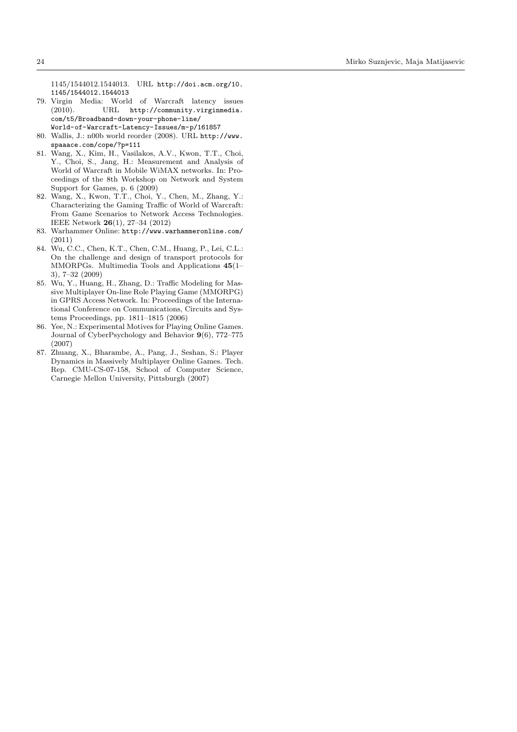1145/1544012.1544013. URL http://doi.acm.org/10.1145/1544012.1544013

79. Virgin Media: World of Warcraft latency issues (2010). URL http://community.virginmedia.com/t5/Broadband-down-your-phone-line/World-of-Warcraft-Latency-Issues/m-p/161857
80. Wallis, J.: n00b world reorder (2008). URL http://www.spaaace.com/cope/?p=111
81. Wang, X., Kim, H., Vasilakos, A.V., Kwon, T.T., Choi, Y., Choi, S., Jang, H.: Measurement and Analysis of World of Warcraft in Mobile WiMAX networks. In: Proceedings of the 8th Workshop on Network and System Support for Games, p. 6 (2009)
82. Wang, X., Kwon, T.T., Choi, Y., Chen, M., Zhang, Y.: Characterizing the Gaming Traffic of World of Warcraft: From Game Scenarios to Network Access Technologies. IEEE Network **26**(1), 27–34 (2012)
83. Warhammer Online: http://www.warhammeronline.com/ (2011)
84. Wu, C.C., Chen, K.T., Chen, C.M., Huang, P., Lei, C.L.: On the challenge and design of transport protocols for MMORPGs. Multimedia Tools and Applications **45**(1–3), 7–32 (2009)
85. Wu, Y., Huang, H., Zhang, D.: Traffic Modeling for Massive Multiplayer On-line Role Playing Game (MMORPG) in GPRS Access Network. In: Proceedings of the International Conference on Communications, Circuits and Systems Proceedings, pp. 1811–1815 (2006)
86. Yee, N.: Experimental Motives for Playing Online Games. Journal of CyberPsychology and Behavior **9**(6), 772–775 (2007)
87. Zhuang, X., Bharambe, A., Pang, J., Seshan, S.: Player Dynamics in Massively Multiplayer Online Games. Tech. Rep. CMU-CS-07-158, School of Computer Science, Carnegie Mellon University, Pittsburgh (2007)